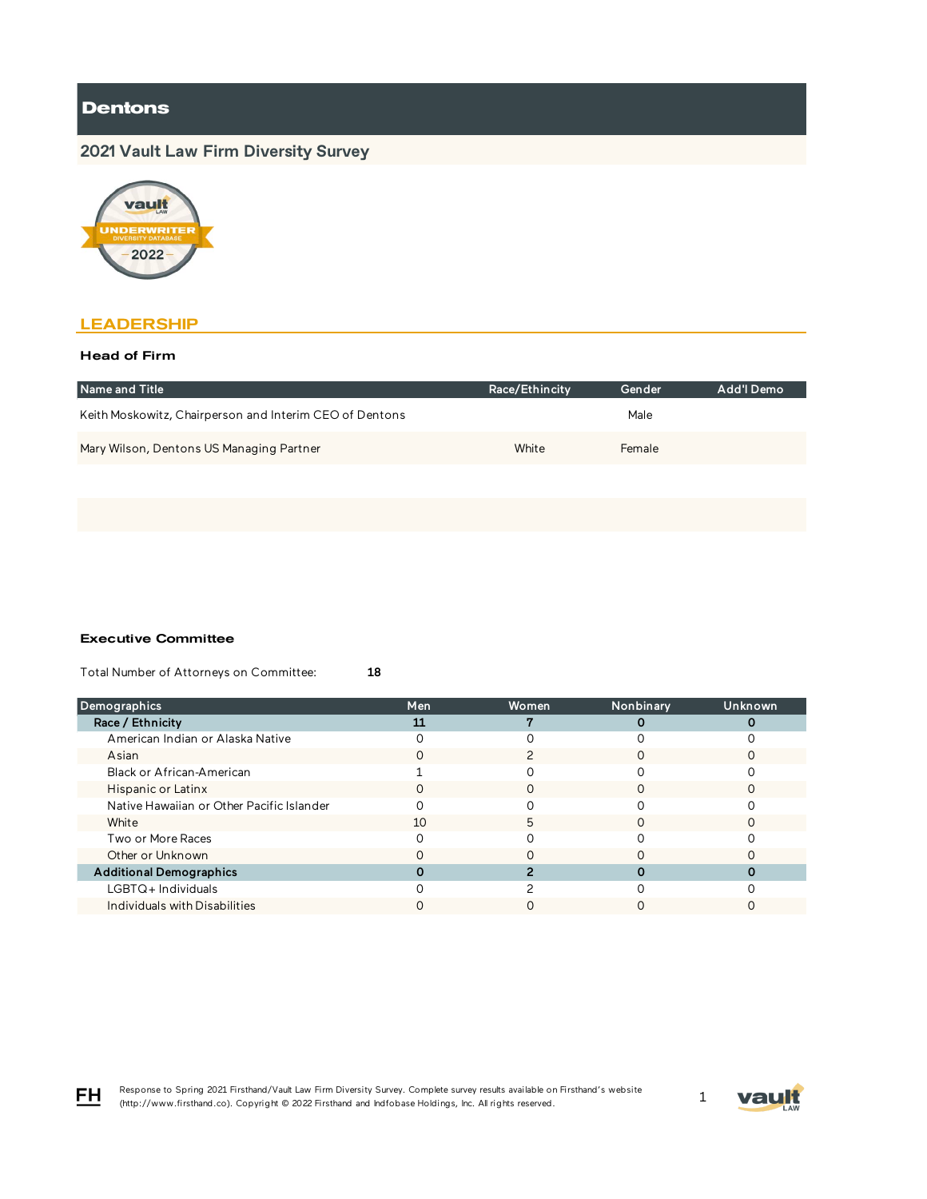# Dentons

## 2021 Vault Law Firm Diversity Survey

## LEADERSHIP

### Head of Firm

| Name and Title | Race/Ethincity | Gender | Add'l Demo |
|---|---|---|---|
| Keith Moskowitz, Chairperson and Interim CEO of Dentons | | Male | |
| Mary Wilson, Dentons US Managing Partner | White | Female | |

### Executive Committee

Total Number of Attorneys on Committee: **18**

| Demographics | Men | Women | Nonbinary | Unknown |
|---|---|---|---|---|
| **Race / Ethnicity** | **11** | **7** | **0** | **0** |
| American Indian or Alaska Native | 0 | 0 | 0 | 0 |
| Asian | 0 | 2 | 0 | 0 |
| Black or African-American | 1 | 0 | 0 | 0 |
| Hispanic or Latinx | 0 | 0 | 0 | 0 |
| Native Hawaiian or Other Pacific Islander | 0 | 0 | 0 | 0 |
| White | 10 | 5 | 0 | 0 |
| Two or More Races | 0 | 0 | 0 | 0 |
| Other or Unknown | 0 | 0 | 0 | 0 |
| **Additional Demographics** | **0** | **2** | **0** | **0** |
| LGBTQ+ Individuals | 0 | 2 | 0 | 0 |
| Individuals with Disabilities | 0 | 0 | 0 | 0 |

Response to Spring 2021 Firsthand/Vault Law Firm Diversity Survey. Complete survey results available on Firsthand's website (http://www.firsthand.co). Copyright © 2022 Firsthand and Infobase Holdings, Inc. All rights reserved.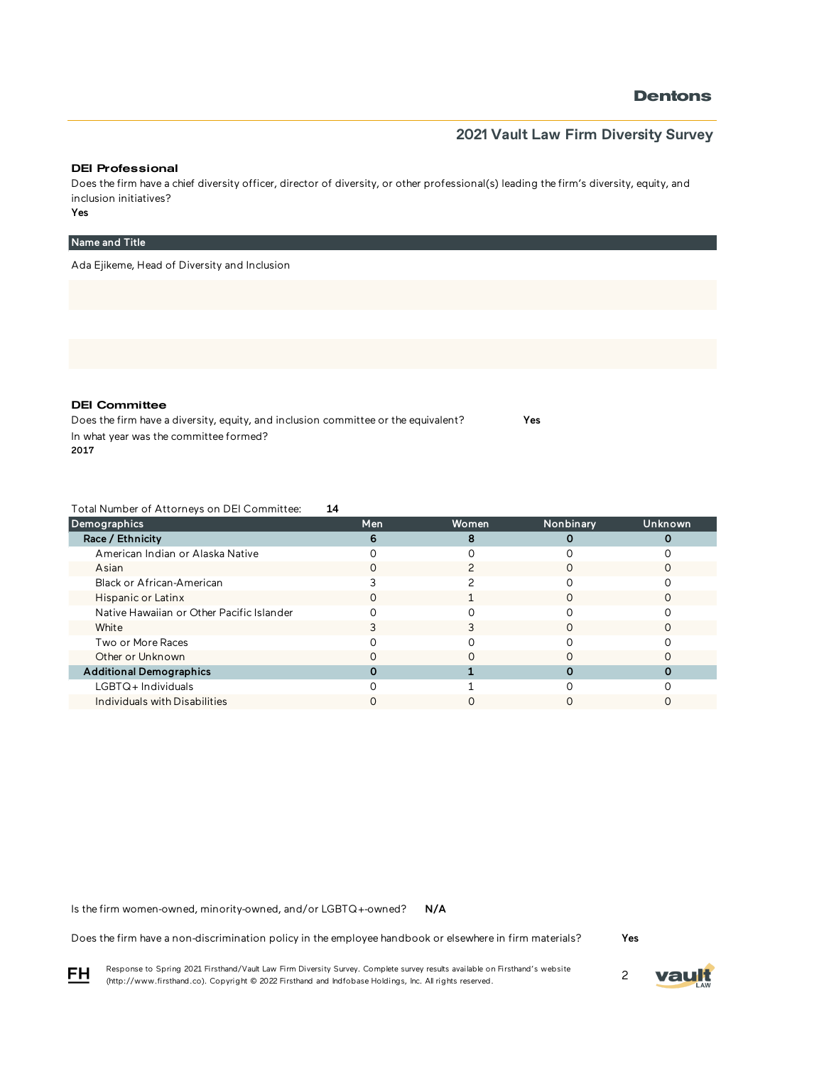### DEI Professional

Does the firm have a chief diversity officer, director of diversity, or other professional(s) leading the firm's diversity, equity, and inclusion initiatives?

**Yes**

| Name and Title |
|---|
| Ada Ejikeme, Head of Diversity and Inclusion |

### DEI Committee

Does the firm have a diversity, equity, and inclusion committee or the equivalent? **Yes**

In what year was the committee formed?

**2017**

Total Number of Attorneys on DEI Committee: **14**

| Demographics | Men | Women | Nonbinary | Unknown |
|---|---|---|---|---|
| **Race / Ethnicity** | **6** | **8** | **0** | **0** |
| American Indian or Alaska Native | 0 | 0 | 0 | 0 |
| Asian | 0 | 2 | 0 | 0 |
| Black or African-American | 3 | 2 | 0 | 0 |
| Hispanic or Latinx | 0 | 1 | 0 | 0 |
| Native Hawaiian or Other Pacific Islander | 0 | 0 | 0 | 0 |
| White | 3 | 3 | 0 | 0 |
| Two or More Races | 0 | 0 | 0 | 0 |
| Other or Unknown | 0 | 0 | 0 | 0 |
| **Additional Demographics** | **0** | **1** | **0** | **0** |
| LGBTQ+ Individuals | 0 | 1 | 0 | 0 |
| Individuals with Disabilities | 0 | 0 | 0 | 0 |

Is the firm women-owned, minority-owned, and/or LGBTQ+-owned? **N/A**

Does the firm have a non-discrimination policy in the employee handbook or elsewhere in firm materials? **Yes**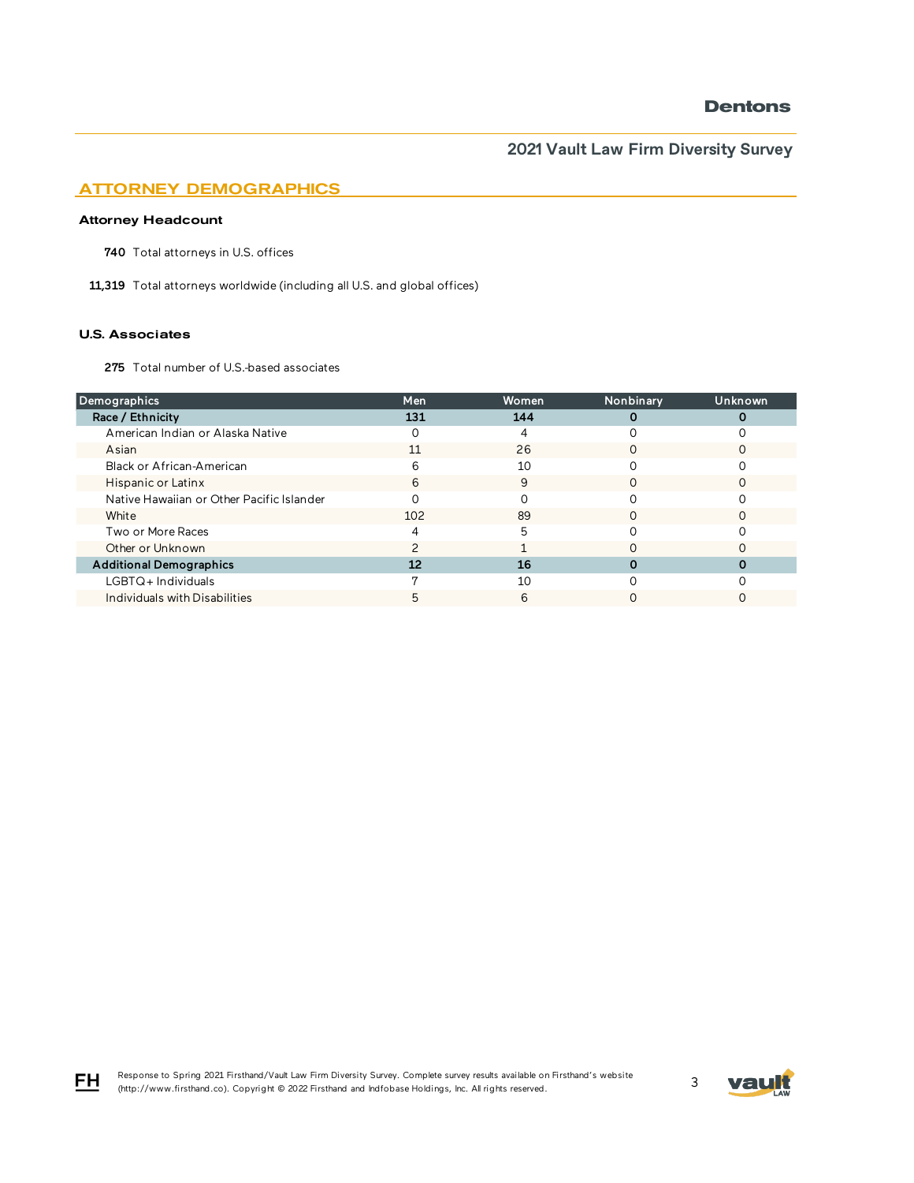## ATTORNEY DEMOGRAPHICS

### Attorney Headcount

**740** Total attorneys in U.S. offices

**11,319** Total attorneys worldwide (including all U.S. and global offices)

### U.S. Associates

**275** Total number of U.S.-based associates

| Demographics | Men | Women | Nonbinary | Unknown |
|---|---|---|---|---|
| **Race / Ethnicity** | **131** | **144** | **0** | **0** |
| American Indian or Alaska Native | 0 | 4 | 0 | 0 |
| Asian | 11 | 26 | 0 | 0 |
| Black or African-American | 6 | 10 | 0 | 0 |
| Hispanic or Latinx | 6 | 9 | 0 | 0 |
| Native Hawaiian or Other Pacific Islander | 0 | 0 | 0 | 0 |
| White | 102 | 89 | 0 | 0 |
| Two or More Races | 4 | 5 | 0 | 0 |
| Other or Unknown | 2 | 1 | 0 | 0 |
| **Additional Demographics** | **12** | **16** | **0** | **0** |
| LGBTQ+ Individuals | 7 | 10 | 0 | 0 |
| Individuals with Disabilities | 5 | 6 | 0 | 0 |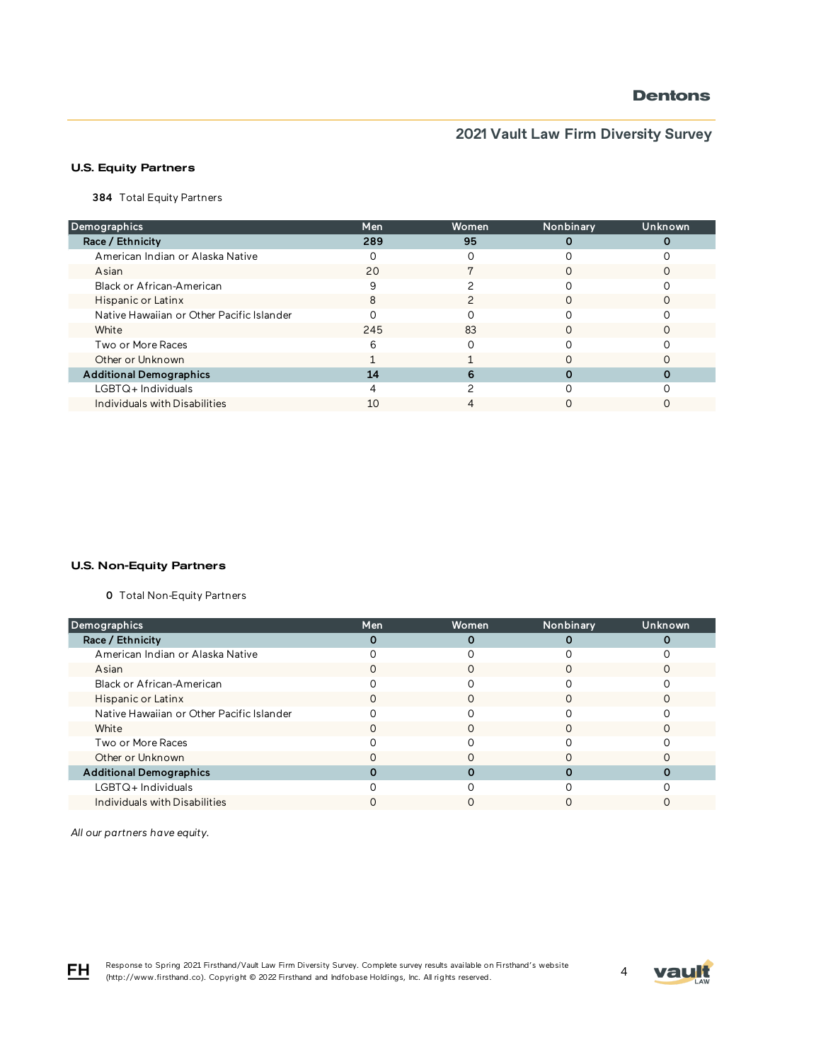## U.S. Equity Partners

**384** Total Equity Partners

| Demographics | Men | Women | Nonbinary | Unknown |
|---|---|---|---|---|
| **Race / Ethnicity** | **289** | **95** | **0** | **0** |
| American Indian or Alaska Native | 0 | 0 | 0 | 0 |
| Asian | 20 | 7 | 0 | 0 |
| Black or African-American | 9 | 2 | 0 | 0 |
| Hispanic or Latinx | 8 | 2 | 0 | 0 |
| Native Hawaiian or Other Pacific Islander | 0 | 0 | 0 | 0 |
| White | 245 | 83 | 0 | 0 |
| Two or More Races | 6 | 0 | 0 | 0 |
| Other or Unknown | 1 | 1 | 0 | 0 |
| **Additional Demographics** | **14** | **6** | **0** | **0** |
| LGBTQ+ Individuals | 4 | 2 | 0 | 0 |
| Individuals with Disabilities | 10 | 4 | 0 | 0 |

## U.S. Non-Equity Partners

**0** Total Non-Equity Partners

| Demographics | Men | Women | Nonbinary | Unknown |
|---|---|---|---|---|
| **Race / Ethnicity** | **0** | **0** | **0** | **0** |
| American Indian or Alaska Native | 0 | 0 | 0 | 0 |
| Asian | 0 | 0 | 0 | 0 |
| Black or African-American | 0 | 0 | 0 | 0 |
| Hispanic or Latinx | 0 | 0 | 0 | 0 |
| Native Hawaiian or Other Pacific Islander | 0 | 0 | 0 | 0 |
| White | 0 | 0 | 0 | 0 |
| Two or More Races | 0 | 0 | 0 | 0 |
| Other or Unknown | 0 | 0 | 0 | 0 |
| **Additional Demographics** | **0** | **0** | **0** | **0** |
| LGBTQ+ Individuals | 0 | 0 | 0 | 0 |
| Individuals with Disabilities | 0 | 0 | 0 | 0 |

*All our partners have equity.*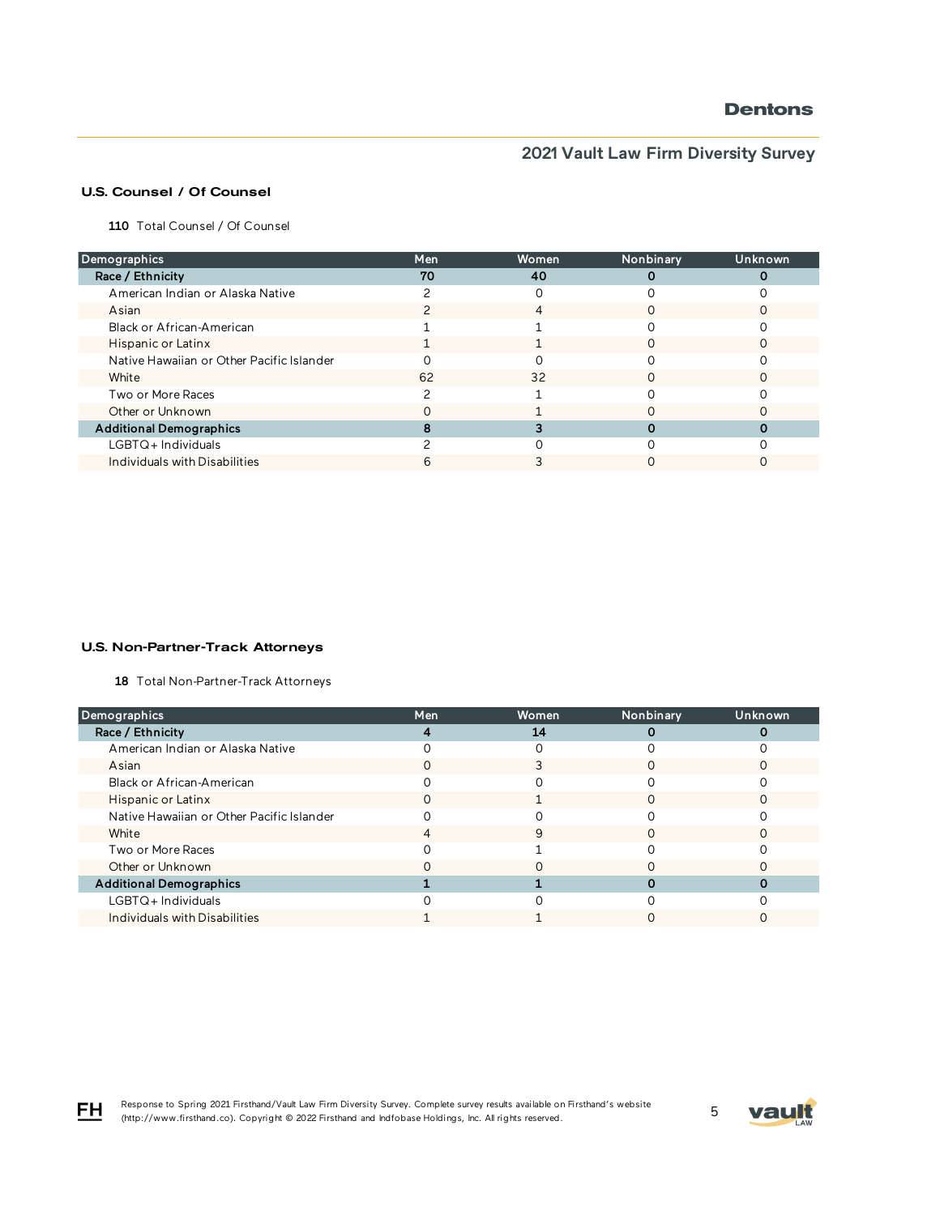## U.S. Counsel / Of Counsel

**110** Total Counsel / Of Counsel

| Demographics | Men | Women | Nonbinary | Unknown |
|---|---|---|---|---|
| **Race / Ethnicity** | **70** | **40** | **0** | **0** |
| American Indian or Alaska Native | 2 | 0 | 0 | 0 |
| Asian | 2 | 4 | 0 | 0 |
| Black or African-American | 1 | 1 | 0 | 0 |
| Hispanic or Latinx | 1 | 1 | 0 | 0 |
| Native Hawaiian or Other Pacific Islander | 0 | 0 | 0 | 0 |
| White | 62 | 32 | 0 | 0 |
| Two or More Races | 2 | 1 | 0 | 0 |
| Other or Unknown | 0 | 1 | 0 | 0 |
| **Additional Demographics** | **8** | **3** | **0** | **0** |
| LGBTQ+ Individuals | 2 | 0 | 0 | 0 |
| Individuals with Disabilities | 6 | 3 | 0 | 0 |

## U.S. Non-Partner-Track Attorneys

**18** Total Non-Partner-Track Attorneys

| Demographics | Men | Women | Nonbinary | Unknown |
|---|---|---|---|---|
| **Race / Ethnicity** | **4** | **14** | **0** | **0** |
| American Indian or Alaska Native | 0 | 0 | 0 | 0 |
| Asian | 0 | 3 | 0 | 0 |
| Black or African-American | 0 | 0 | 0 | 0 |
| Hispanic or Latinx | 0 | 1 | 0 | 0 |
| Native Hawaiian or Other Pacific Islander | 0 | 0 | 0 | 0 |
| White | 4 | 9 | 0 | 0 |
| Two or More Races | 0 | 1 | 0 | 0 |
| Other or Unknown | 0 | 0 | 0 | 0 |
| **Additional Demographics** | **1** | **1** | **0** | **0** |
| LGBTQ+ Individuals | 0 | 0 | 0 | 0 |
| Individuals with Disabilities | 1 | 1 | 0 | 0 |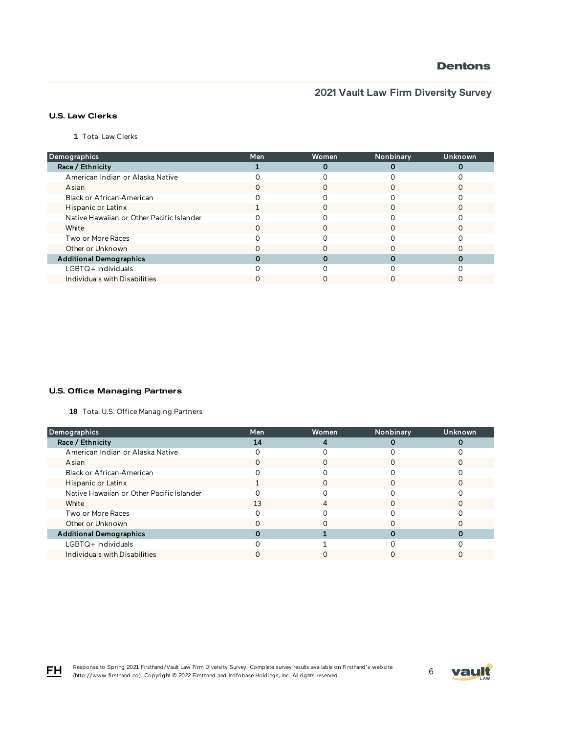## U.S. Law Clerks

**1** Total Law Clerks

| Demographics | Men | Women | Nonbinary | Unknown |
|---|---|---|---|---|
| **Race / Ethnicity** | **1** | **0** | **0** | **0** |
| American Indian or Alaska Native | 0 | 0 | 0 | 0 |
| Asian | 0 | 0 | 0 | 0 |
| Black or African-American | 0 | 0 | 0 | 0 |
| Hispanic or Latinx | 1 | 0 | 0 | 0 |
| Native Hawaiian or Other Pacific Islander | 0 | 0 | 0 | 0 |
| White | 0 | 0 | 0 | 0 |
| Two or More Races | 0 | 0 | 0 | 0 |
| Other or Unknown | 0 | 0 | 0 | 0 |
| **Additional Demographics** | **0** | **0** | **0** | **0** |
| LGBTQ+ Individuals | 0 | 0 | 0 | 0 |
| Individuals with Disabilities | 0 | 0 | 0 | 0 |

## U.S. Office Managing Partners

**18** Total U.S. Office Managing Partners

| Demographics | Men | Women | Nonbinary | Unknown |
|---|---|---|---|---|
| **Race / Ethnicity** | **14** | **4** | **0** | **0** |
| American Indian or Alaska Native | 0 | 0 | 0 | 0 |
| Asian | 0 | 0 | 0 | 0 |
| Black or African-American | 0 | 0 | 0 | 0 |
| Hispanic or Latinx | 1 | 0 | 0 | 0 |
| Native Hawaiian or Other Pacific Islander | 0 | 0 | 0 | 0 |
| White | 13 | 4 | 0 | 0 |
| Two or More Races | 0 | 0 | 0 | 0 |
| Other or Unknown | 0 | 0 | 0 | 0 |
| **Additional Demographics** | **0** | **1** | **0** | **0** |
| LGBTQ+ Individuals | 0 | 1 | 0 | 0 |
| Individuals with Disabilities | 0 | 0 | 0 | 0 |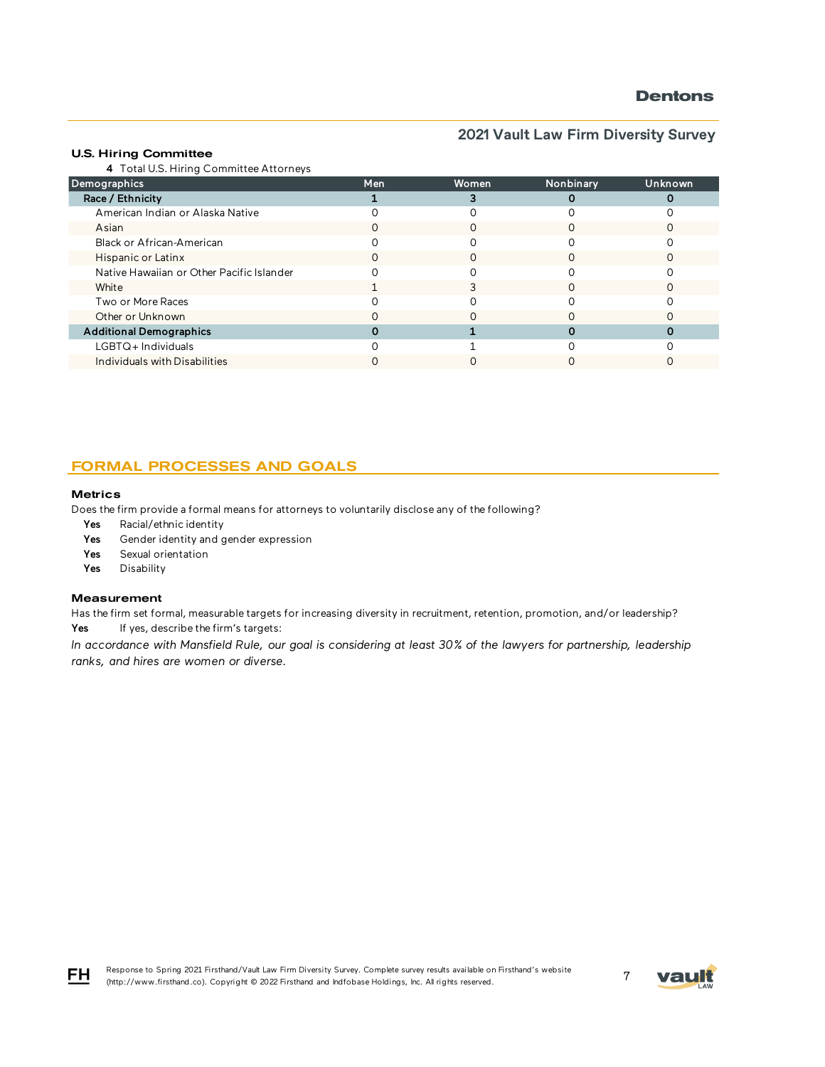### U.S. Hiring Committee

**4** Total U.S. Hiring Committee Attorneys

| Demographics | Men | Women | Nonbinary | Unknown |
|---|---|---|---|---|
| **Race / Ethnicity** | **1** | **3** | **0** | **0** |
| American Indian or Alaska Native | 0 | 0 | 0 | 0 |
| Asian | 0 | 0 | 0 | 0 |
| Black or African-American | 0 | 0 | 0 | 0 |
| Hispanic or Latinx | 0 | 0 | 0 | 0 |
| Native Hawaiian or Other Pacific Islander | 0 | 0 | 0 | 0 |
| White | 1 | 3 | 0 | 0 |
| Two or More Races | 0 | 0 | 0 | 0 |
| Other or Unknown | 0 | 0 | 0 | 0 |
| **Additional Demographics** | **0** | **1** | **0** | **0** |
| LGBTQ+ Individuals | 0 | 1 | 0 | 0 |
| Individuals with Disabilities | 0 | 0 | 0 | 0 |

## FORMAL PROCESSES AND GOALS

### Metrics

Does the firm provide a formal means for attorneys to voluntarily disclose any of the following?

- **Yes** Racial/ethnic identity
- **Yes** Gender identity and gender expression
- **Yes** Sexual orientation
- **Yes** Disability

### Measurement

Has the firm set formal, measurable targets for increasing diversity in recruitment, retention, promotion, and/or leadership?

**Yes** If yes, describe the firm's targets:

*In accordance with Mansfield Rule, our goal is considering at least 30% of the lawyers for partnership, leadership ranks, and hires are women or diverse.*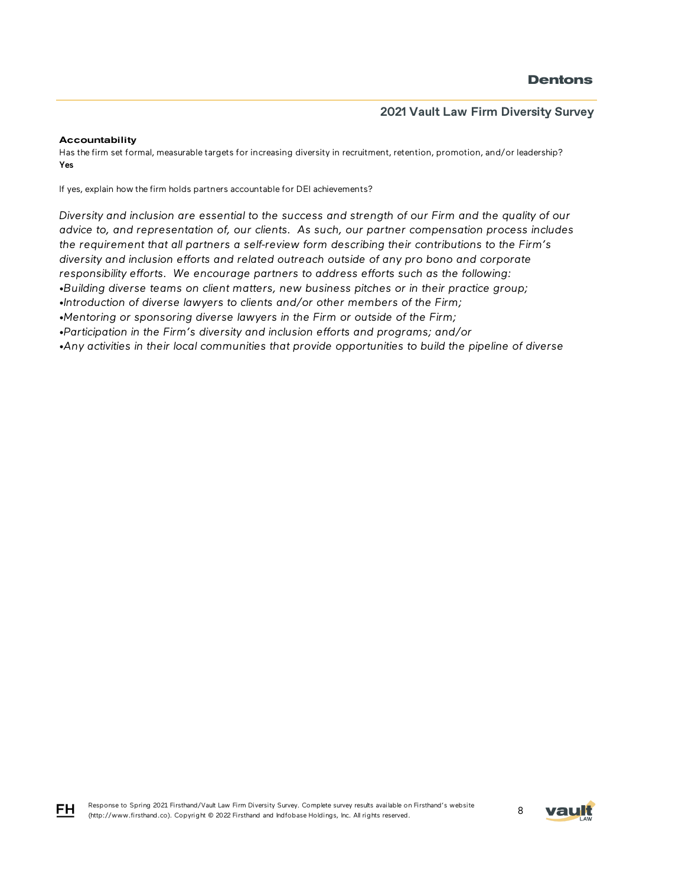**Accountability**

Has the firm set formal, measurable targets for increasing diversity in recruitment, retention, promotion, and/or leadership?
**Yes**

If yes, explain how the firm holds partners accountable for DEI achievements?

*Diversity and inclusion are essential to the success and strength of our Firm and the quality of our advice to, and representation of, our clients. As such, our partner compensation process includes the requirement that all partners a self-review form describing their contributions to the Firm's diversity and inclusion efforts and related outreach outside of any pro bono and corporate responsibility efforts. We encourage partners to address efforts such as the following:*
*•Building diverse teams on client matters, new business pitches or in their practice group;*
*•Introduction of diverse lawyers to clients and/or other members of the Firm;*
*•Mentoring or sponsoring diverse lawyers in the Firm or outside of the Firm;*
*•Participation in the Firm's diversity and inclusion efforts and programs; and/or*
*•Any activities in their local communities that provide opportunities to build the pipeline of diverse*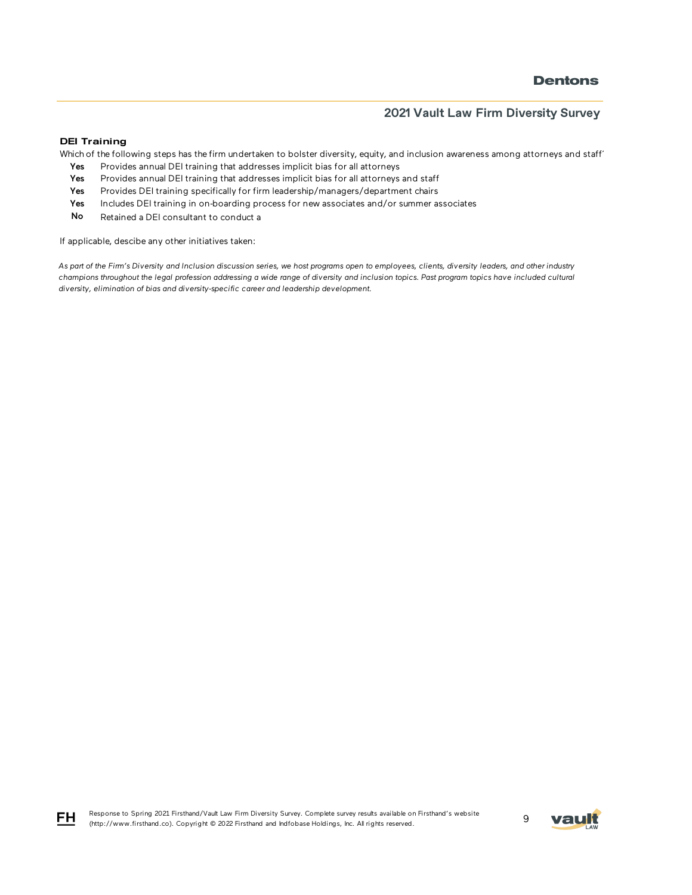### DEI Training

Which of the following steps has the firm undertaken to bolster diversity, equity, and inclusion awareness among attorneys and staff

| | |
|---|---|
| **Yes** | Provides annual DEI training that addresses implicit bias for all attorneys |
| **Yes** | Provides annual DEI training that addresses implicit bias for all attorneys and staff |
| **Yes** | Provides DEI training specifically for firm leadership/managers/department chairs |
| **Yes** | Includes DEI training in on-boarding process for new associates and/or summer associates |
| **No** | Retained a DEI consultant to conduct a |

If applicable, descibe any other initiatives taken:

*As part of the Firm's Diversity and Inclusion discussion series, we host programs open to employees, clients, diversity leaders, and other industry champions throughout the legal profession addressing a wide range of diversity and inclusion topics. Past program topics have included cultural diversity, elimination of bias and diversity-specific career and leadership development.*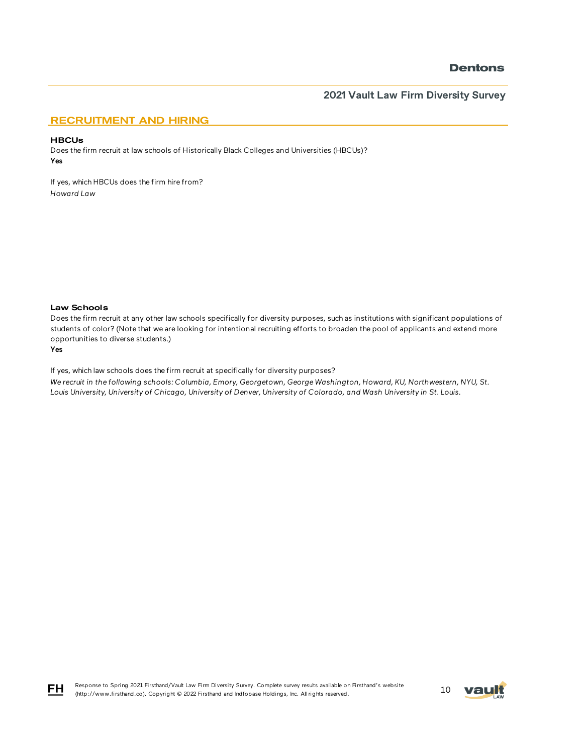## RECRUITMENT AND HIRING

### HBCUs

Does the firm recruit at law schools of Historically Black Colleges and Universities (HBCUs)?

**Yes**

If yes, which HBCUs does the firm hire from?

*Howard Law*

### Law Schools

Does the firm recruit at any other law schools specifically for diversity purposes, such as institutions with significant populations of students of color? (Note that we are looking for intentional recruiting efforts to broaden the pool of applicants and extend more opportunities to diverse students.)

**Yes**

If yes, which law schools does the firm recruit at specifically for diversity purposes?

*We recruit in the following schools: Columbia, Emory, Georgetown, George Washington, Howard, KU, Northwestern, NYU, St. Louis University, University of Chicago, University of Denver, University of Colorado, and Wash University in St. Louis.*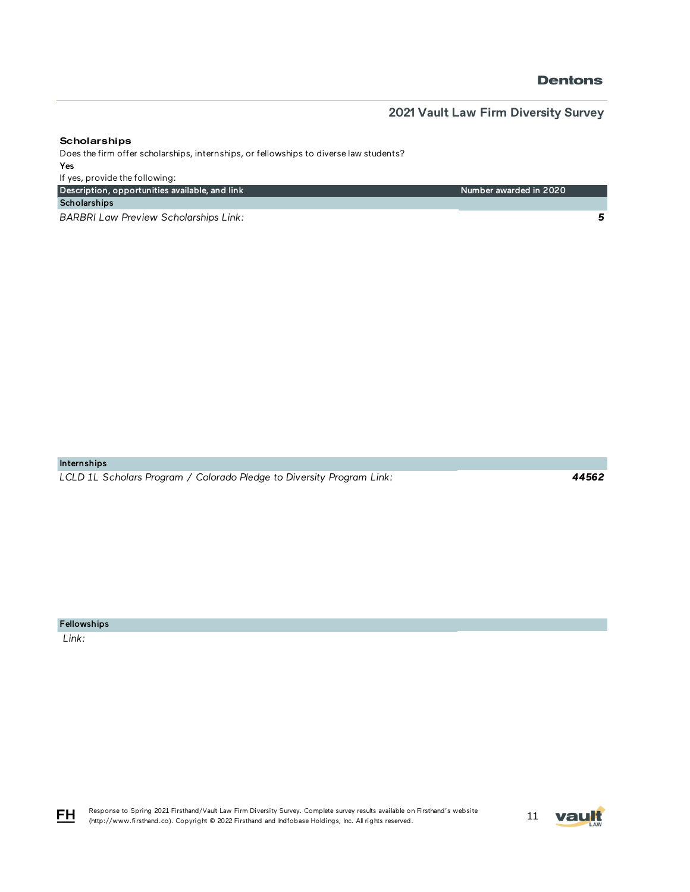## Scholarships

Does the firm offer scholarships, internships, or fellowships to diverse law students?

**Yes**

If yes, provide the following:

| Description, opportunities available, and link | Number awarded in 2020 |
| --- | --- |
| **Scholarships** | |
| *BARBRI Law Preview Scholarships Link:* | ***5*** |
| **Internships** | |
| *LCLD 1L Scholars Program / Colorado Pledge to Diversity Program Link:* | ***44562*** |
| **Fellowships** | |
| *Link:* | |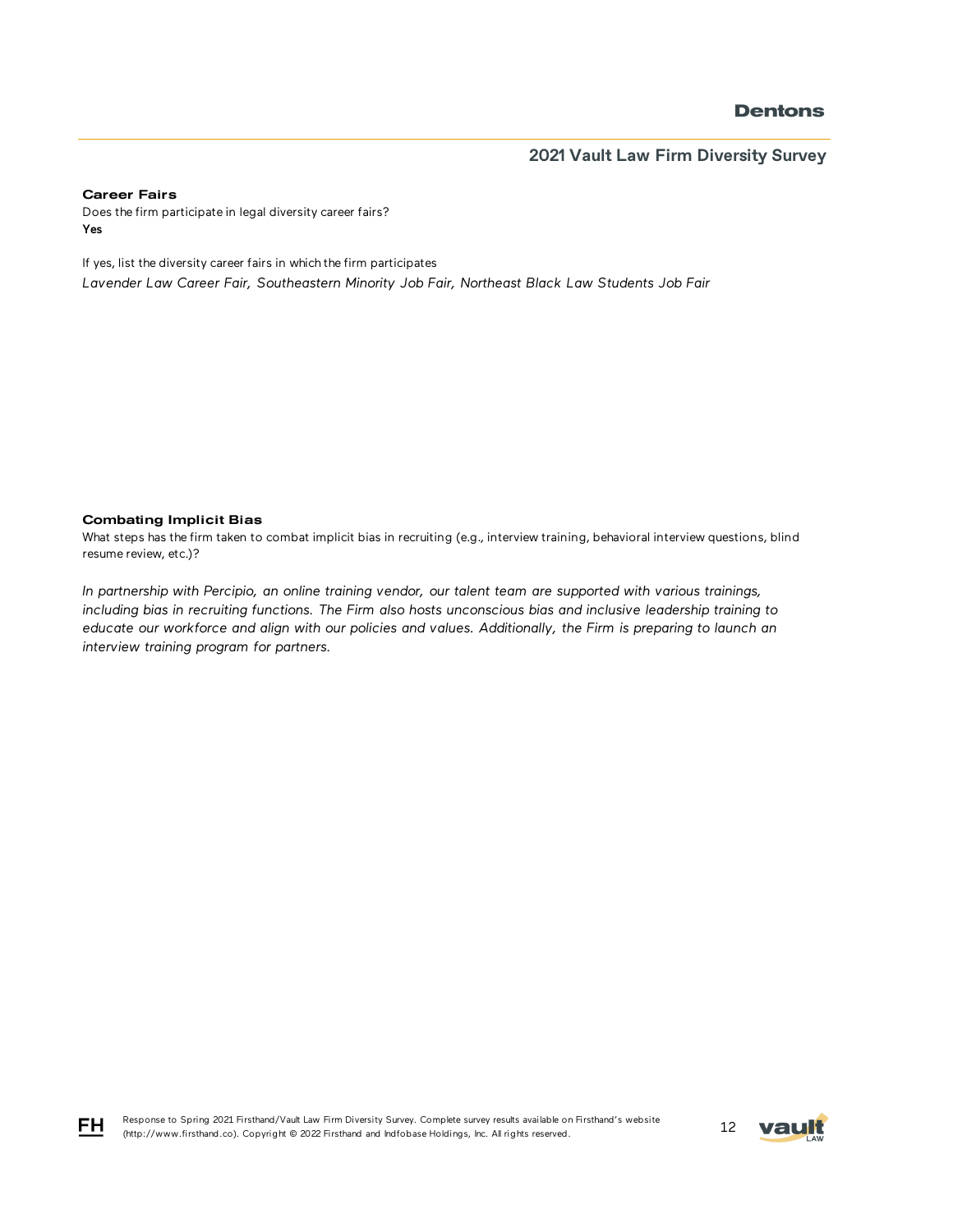### Career Fairs

Does the firm participate in legal diversity career fairs?

**Yes**

If yes, list the diversity career fairs in which the firm participates

*Lavender Law Career Fair, Southeastern Minority Job Fair, Northeast Black Law Students Job Fair*

### Combating Implicit Bias

What steps has the firm taken to combat implicit bias in recruiting (e.g., interview training, behavioral interview questions, blind resume review, etc.)?

*In partnership with Percipio, an online training vendor, our talent team are supported with various trainings, including bias in recruiting functions. The Firm also hosts unconscious bias and inclusive leadership training to educate our workforce and align with our policies and values. Additionally, the Firm is preparing to launch an interview training program for partners.*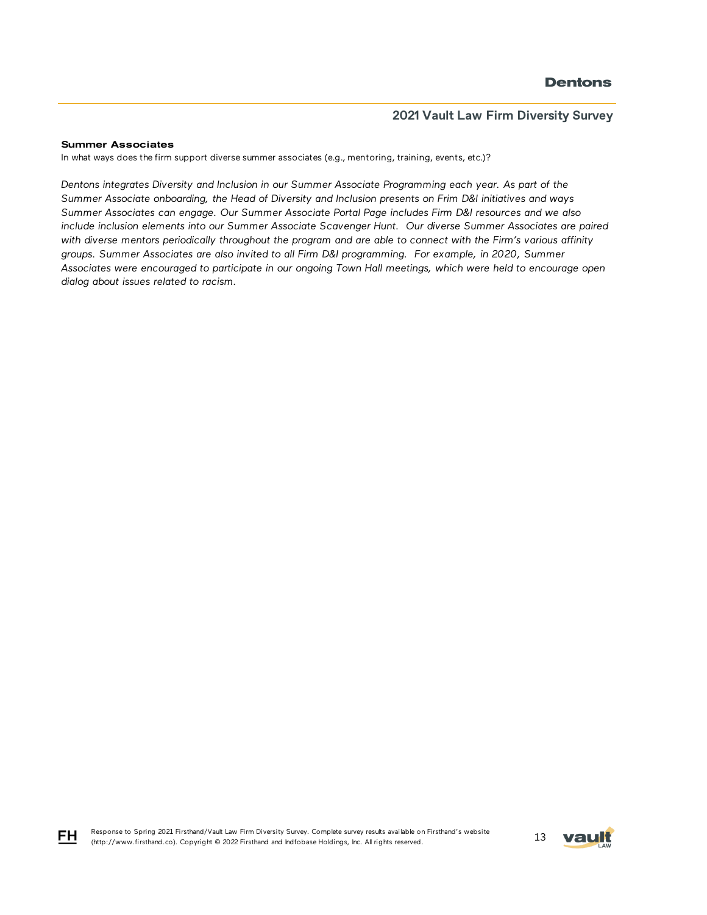**Summary Associates**

In what ways does the firm support diverse summer associates (e.g., mentoring, training, events, etc.)?

*Dentons integrates Diversity and Inclusion in our Summer Associate Programming each year. As part of the Summer Associate onboarding, the Head of Diversity and Inclusion presents on Frim D&I initiatives and ways Summer Associates can engage. Our Summer Associate Portal Page includes Firm D&I resources and we also include inclusion elements into our Summer Associate Scavenger Hunt. Our diverse Summer Associates are paired with diverse mentors periodically throughout the program and are able to connect with the Firm's various affinity groups. Summer Associates are also invited to all Firm D&I programming. For example, in 2020, Summer Associates were encouraged to participate in our ongoing Town Hall meetings, which were held to encourage open dialog about issues related to racism.*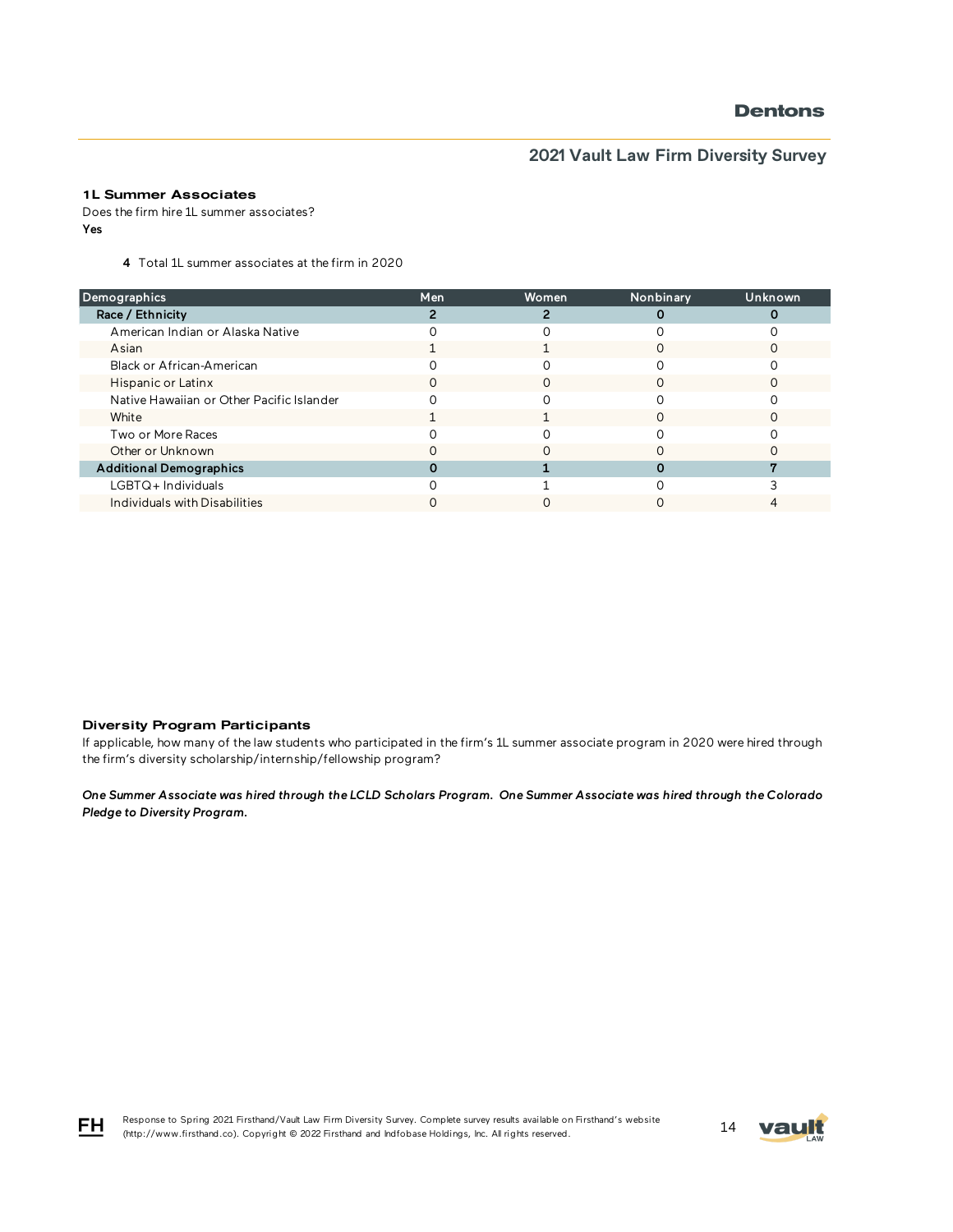### 1L Summer Associates

Does the firm hire 1L summer associates?

**Yes**

**4** Total 1L summer associates at the firm in 2020

| Demographics | Men | Women | Nonbinary | Unknown |
|---|---|---|---|---|
| **Race / Ethnicity** | **2** | **2** | **0** | **0** |
| American Indian or Alaska Native | 0 | 0 | 0 | 0 |
| Asian | 1 | 1 | 0 | 0 |
| Black or African-American | 0 | 0 | 0 | 0 |
| Hispanic or Latinx | 0 | 0 | 0 | 0 |
| Native Hawaiian or Other Pacific Islander | 0 | 0 | 0 | 0 |
| White | 1 | 1 | 0 | 0 |
| Two or More Races | 0 | 0 | 0 | 0 |
| Other or Unknown | 0 | 0 | 0 | 0 |
| **Additional Demographics** | **0** | **1** | **0** | **7** |
| LGBTQ+ Individuals | 0 | 1 | 0 | 3 |
| Individuals with Disabilities | 0 | 0 | 0 | 4 |

### Diversity Program Participants

If applicable, how many of the law students who participated in the firm's 1L summer associate program in 2020 were hired through the firm's diversity scholarship/internship/fellowship program?

***One Summer Associate was hired through the LCLD Scholars Program. One Summer Associate was hired through the Colorado Pledge to Diversity Program.***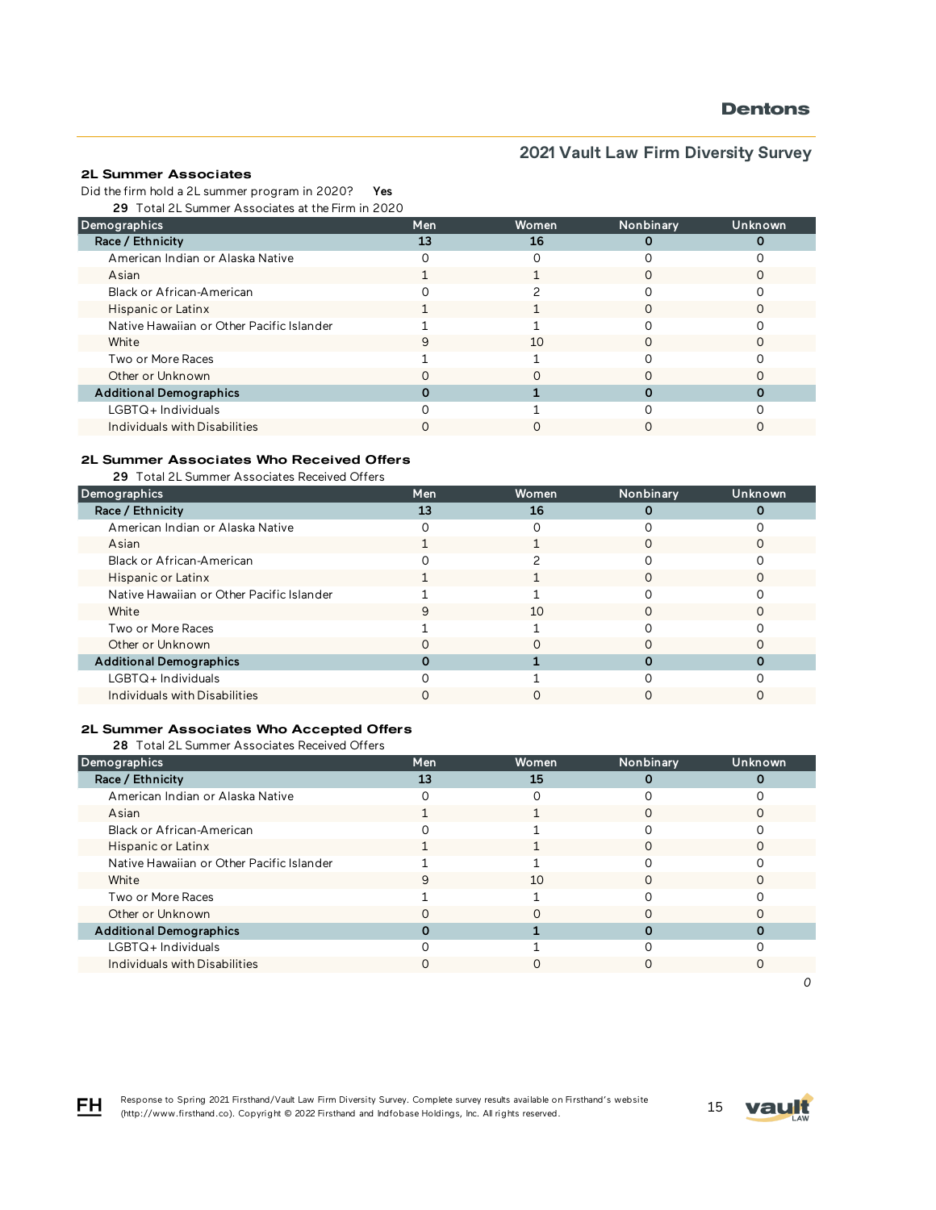## 2L Summer Associates

Did the firm hold a 2L summer program in 2020? **Yes**

**29** Total 2L Summer Associates at the Firm in 2020

| Demographics | Men | Women | Nonbinary | Unknown |
|---|---|---|---|---|
| **Race / Ethnicity** | **13** | **16** | **0** | **0** |
| American Indian or Alaska Native | 0 | 0 | 0 | 0 |
| Asian | 1 | 1 | 0 | 0 |
| Black or African-American | 0 | 2 | 0 | 0 |
| Hispanic or Latinx | 1 | 1 | 0 | 0 |
| Native Hawaiian or Other Pacific Islander | 1 | 1 | 0 | 0 |
| White | 9 | 10 | 0 | 0 |
| Two or More Races | 1 | 1 | 0 | 0 |
| Other or Unknown | 0 | 0 | 0 | 0 |
| **Additional Demographics** | **0** | **1** | **0** | **0** |
| LGBTQ+ Individuals | 0 | 1 | 0 | 0 |
| Individuals with Disabilities | 0 | 0 | 0 | 0 |

## 2L Summer Associates Who Received Offers

**29** Total 2L Summer Associates Received Offers

| Demographics | Men | Women | Nonbinary | Unknown |
|---|---|---|---|---|
| **Race / Ethnicity** | **13** | **16** | **0** | **0** |
| American Indian or Alaska Native | 0 | 0 | 0 | 0 |
| Asian | 1 | 1 | 0 | 0 |
| Black or African-American | 0 | 2 | 0 | 0 |
| Hispanic or Latinx | 1 | 1 | 0 | 0 |
| Native Hawaiian or Other Pacific Islander | 1 | 1 | 0 | 0 |
| White | 9 | 10 | 0 | 0 |
| Two or More Races | 1 | 1 | 0 | 0 |
| Other or Unknown | 0 | 0 | 0 | 0 |
| **Additional Demographics** | **0** | **1** | **0** | **0** |
| LGBTQ+ Individuals | 0 | 1 | 0 | 0 |
| Individuals with Disabilities | 0 | 0 | 0 | 0 |

## 2L Summer Associates Who Accepted Offers

**28** Total 2L Summer Associates Received Offers

| Demographics | Men | Women | Nonbinary | Unknown |
|---|---|---|---|---|
| **Race / Ethnicity** | **13** | **15** | **0** | **0** |
| American Indian or Alaska Native | 0 | 0 | 0 | 0 |
| Asian | 1 | 1 | 0 | 0 |
| Black or African-American | 0 | 1 | 0 | 0 |
| Hispanic or Latinx | 1 | 1 | 0 | 0 |
| Native Hawaiian or Other Pacific Islander | 1 | 1 | 0 | 0 |
| White | 9 | 10 | 0 | 0 |
| Two or More Races | 1 | 1 | 0 | 0 |
| Other or Unknown | 0 | 0 | 0 | 0 |
| **Additional Demographics** | **0** | **1** | **0** | **0** |
| LGBTQ+ Individuals | 0 | 1 | 0 | 0 |
| Individuals with Disabilities | 0 | 0 | 0 | 0 |

*0*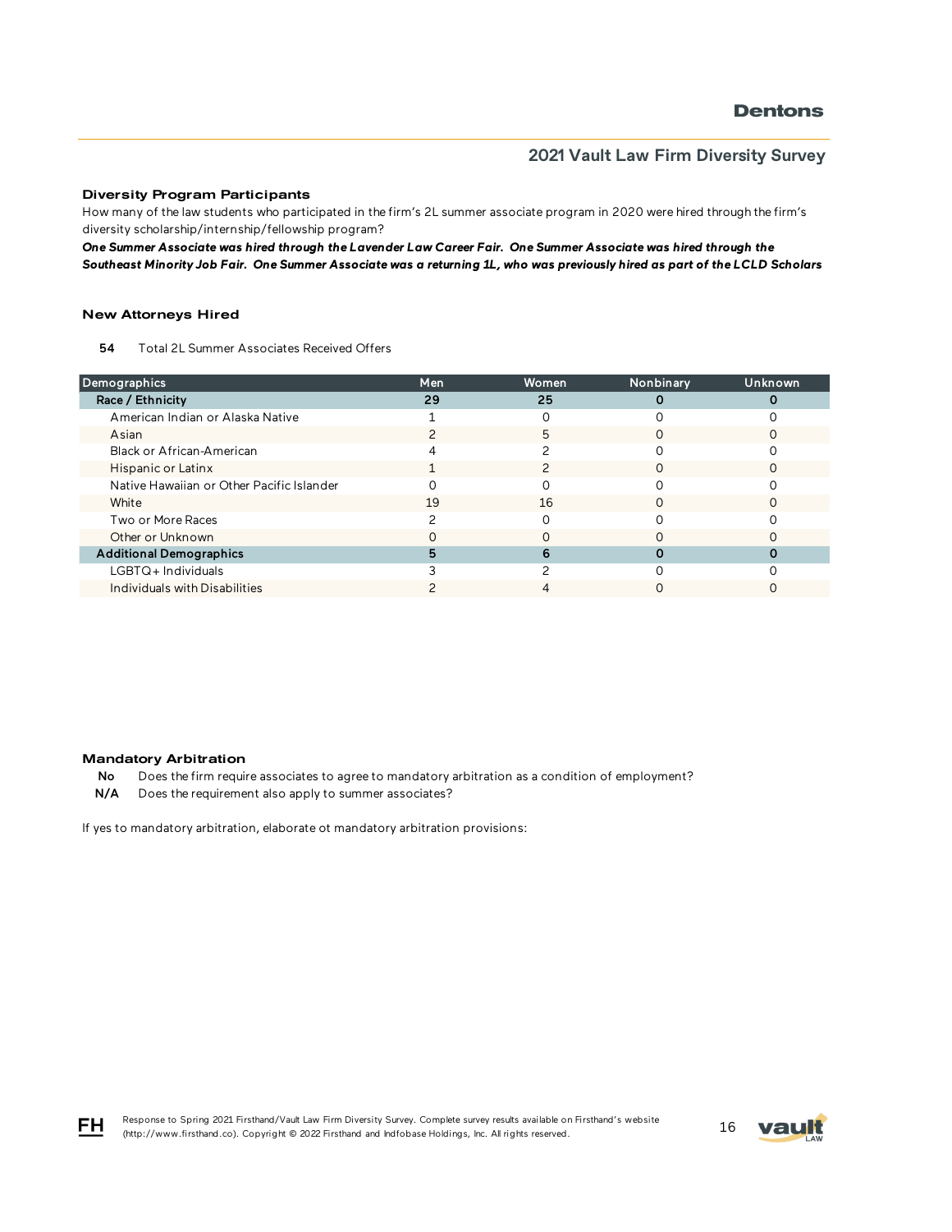### Diversity Program Participants

How many of the law students who participated in the firm's 2L summer associate program in 2020 were hired through the firm's diversity scholarship/internship/fellowship program?

***One Summer Associate was hired through the Lavender Law Career Fair. One Summer Associate was hired through the Southeast Minority Job Fair. One Summer Associate was a returning 1L, who was previously hired as part of the LCLD Scholars***

### New Attorneys Hired

**54** Total 2L Summer Associates Received Offers

| Demographics | Men | Women | Nonbinary | Unknown |
|---|---|---|---|---|
| **Race / Ethnicity** | **29** | **25** | **0** | **0** |
| American Indian or Alaska Native | 1 | 0 | 0 | 0 |
| Asian | 2 | 5 | 0 | 0 |
| Black or African-American | 4 | 2 | 0 | 0 |
| Hispanic or Latinx | 1 | 2 | 0 | 0 |
| Native Hawaiian or Other Pacific Islander | 0 | 0 | 0 | 0 |
| White | 19 | 16 | 0 | 0 |
| Two or More Races | 2 | 0 | 0 | 0 |
| Other or Unknown | 0 | 0 | 0 | 0 |
| **Additional Demographics** | **5** | **6** | **0** | **0** |
| LGBTQ+ Individuals | 3 | 2 | 0 | 0 |
| Individuals with Disabilities | 2 | 4 | 0 | 0 |

### Mandatory Arbitration

**No** Does the firm require associates to agree to mandatory arbitration as a condition of employment?

**N/A** Does the requirement also apply to summer associates?

If yes to mandatory arbitration, elaborate ot mandatory arbitration provisions: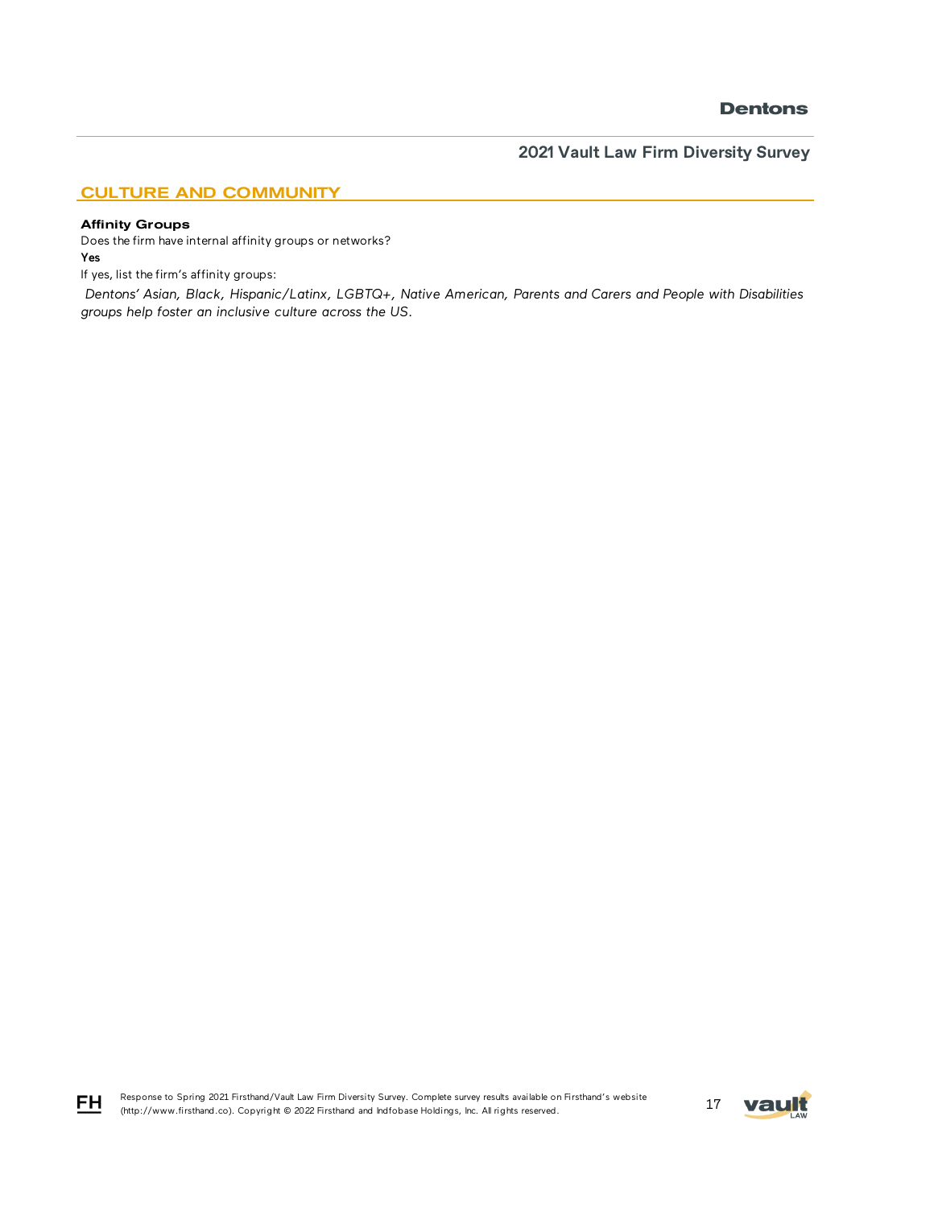## CULTURE AND COMMUNITY

### Affinity Groups

Does the firm have internal affinity groups or networks?

**Yes**

If yes, list the firm's affinity groups:

*Dentons' Asian, Black, Hispanic/Latinx, LGBTQ+, Native American, Parents and Carers and People with Disabilities groups help foster an inclusive culture across the US.*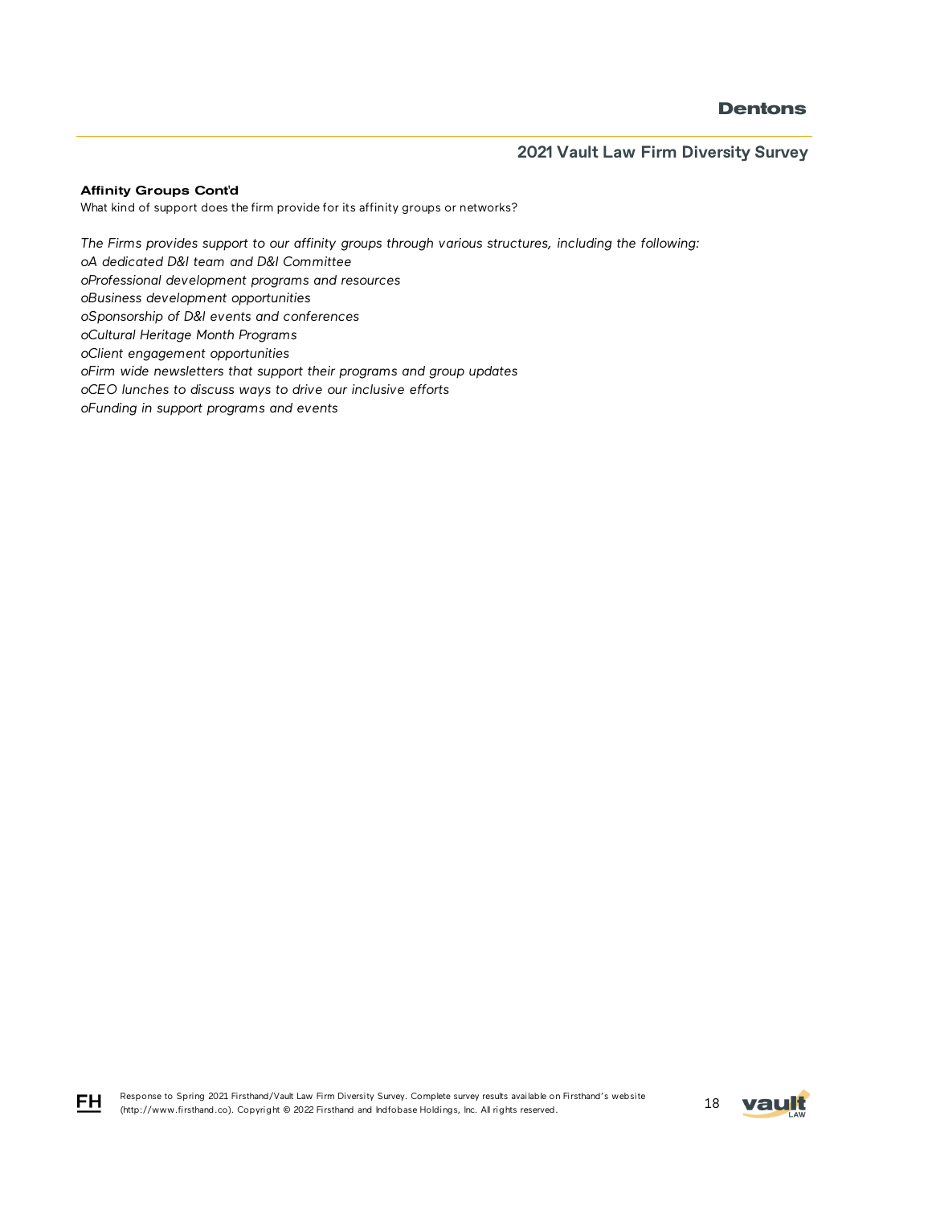**Affinity Groups Cont'd**

What kind of support does the firm provide for its affinity groups or networks?

*The Firms provides support to our affinity groups through various structures, including the following:*

*oA dedicated D&I team and D&I Committee*
*oProfessional development programs and resources*
*oBusiness development opportunities*
*oSponsorship of D&I events and conferences*
*oCultural Heritage Month Programs*
*oClient engagement opportunities*
*oFirm wide newsletters that support their programs and group updates*
*oCEO lunches to discuss ways to drive our inclusive efforts*
*oFunding in support programs and events*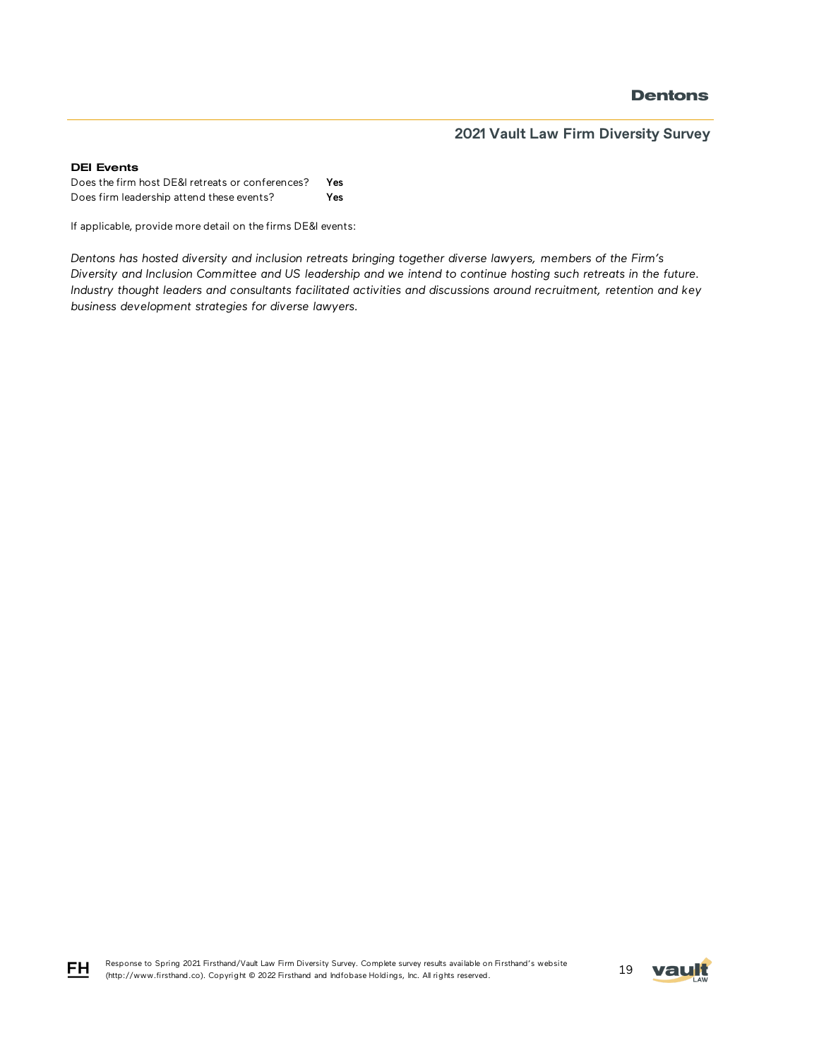### DEI Events

| | |
|---|---|
| Does the firm host DE&I retreats or conferences? | **Yes** |
| Does firm leadership attend these events? | **Yes** |

If applicable, provide more detail on the firms DE&I events:

*Dentons has hosted diversity and inclusion retreats bringing together diverse lawyers, members of the Firm's Diversity and Inclusion Committee and US leadership and we intend to continue hosting such retreats in the future. Industry thought leaders and consultants facilitated activities and discussions around recruitment, retention and key business development strategies for diverse lawyers.*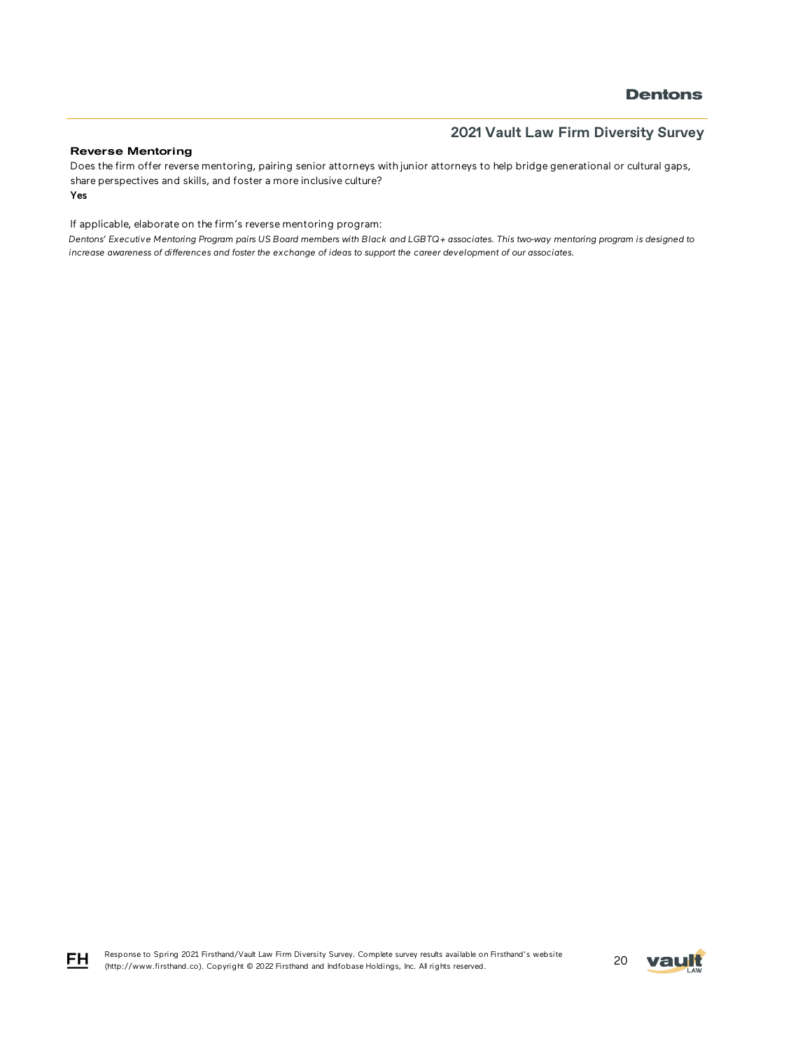### Reverse Mentoring

Does the firm offer reverse mentoring, pairing senior attorneys with junior attorneys to help bridge generational or cultural gaps, share perspectives and skills, and foster a more inclusive culture?

**Yes**

If applicable, elaborate on the firm's reverse mentoring program:

*Dentons' Executive Mentoring Program pairs US Board members with Black and LGBTQ+ associates. This two-way mentoring program is designed to increase awareness of differences and foster the exchange of ideas to support the career development of our associates.*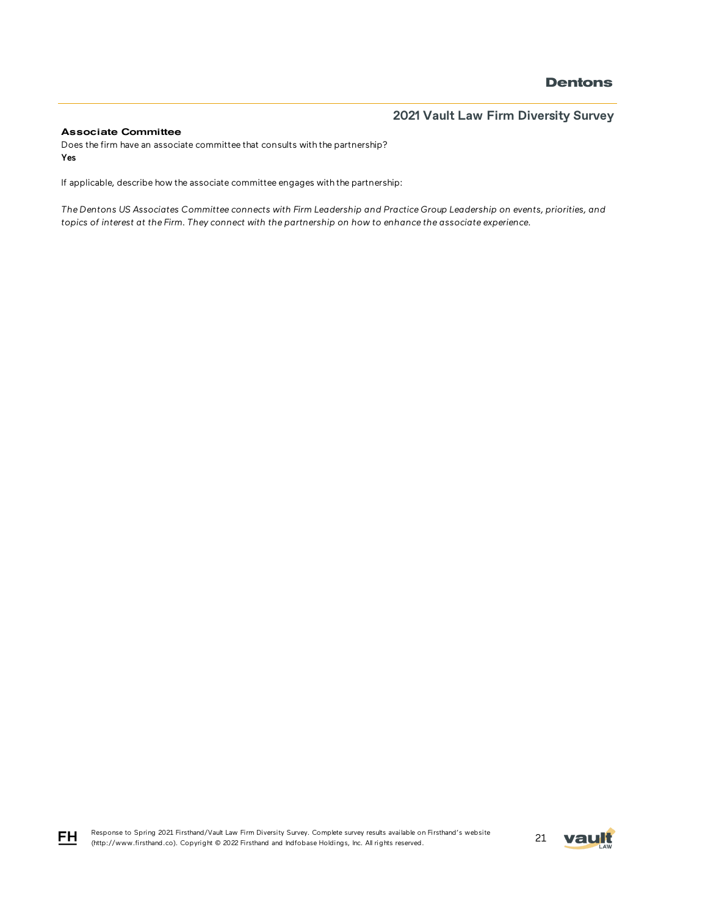### Associate Committee

Does the firm have an associate committee that consults with the partnership?
**Yes**

If applicable, describe how the associate committee engages with the partnership:

*The Dentons US Associates Committee connects with Firm Leadership and Practice Group Leadership on events, priorities, and topics of interest at the Firm. They connect with the partnership on how to enhance the associate experience.*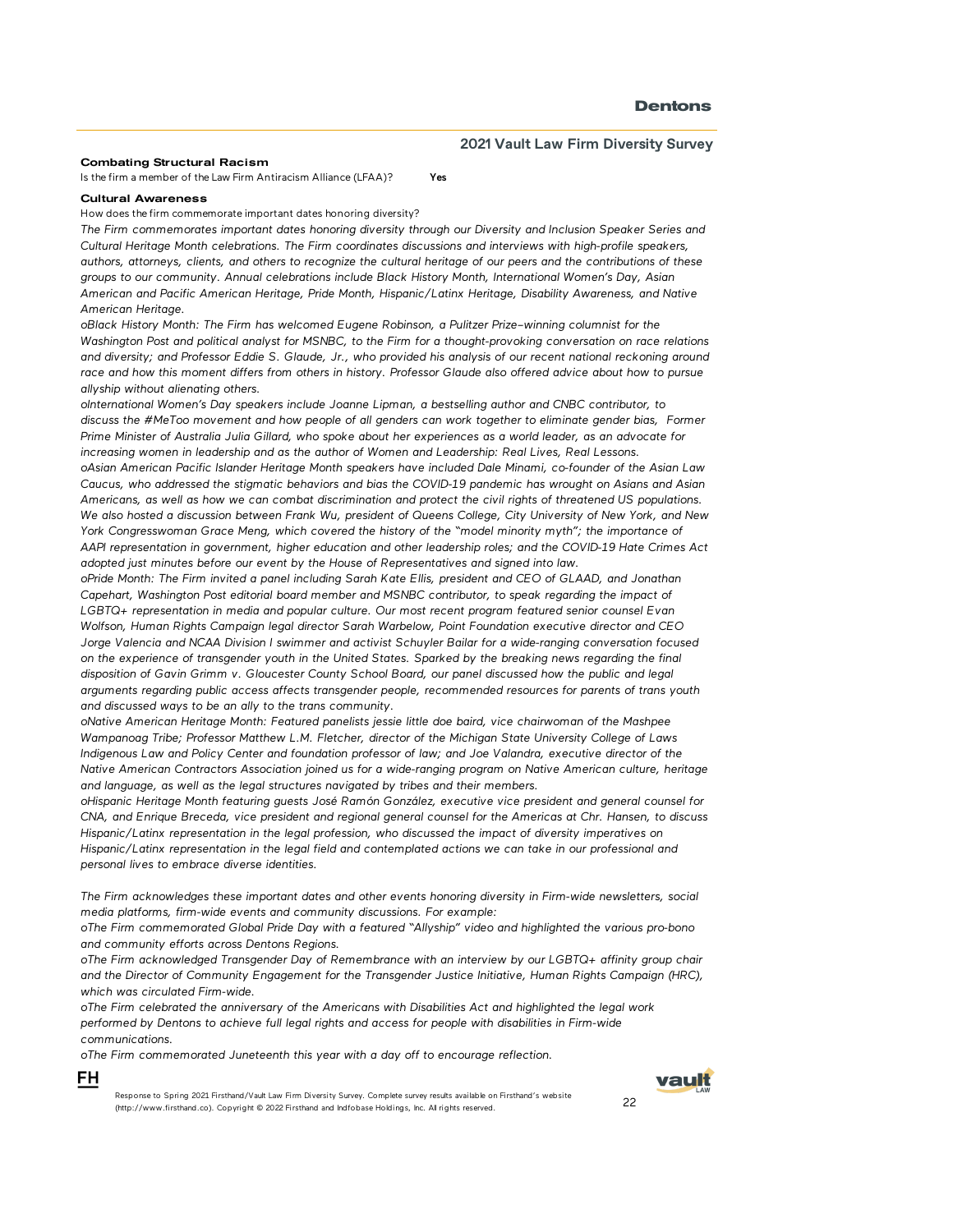**Combating Structural Racism**

Is the firm a member of the Law Firm Antiracism Alliance (LFAA)? **Yes**

**Cultural Awareness**

How does the firm commemorate important dates honoring diversity?

*The Firm commemorates important dates honoring diversity through our Diversity and Inclusion Speaker Series and Cultural Heritage Month celebrations. The Firm coordinates discussions and interviews with high-profile speakers, authors, attorneys, clients, and others to recognize the cultural heritage of our peers and the contributions of these groups to our community. Annual celebrations include Black History Month, International Women's Day, Asian American and Pacific American Heritage, Pride Month, Hispanic/Latinx Heritage, Disability Awareness, and Native American Heritage.*

*oBlack History Month: The Firm has welcomed Eugene Robinson, a Pulitzer Prize–winning columnist for the Washington Post and political analyst for MSNBC, to the Firm for a thought-provoking conversation on race relations and diversity; and Professor Eddie S. Glaude, Jr., who provided his analysis of our recent national reckoning around race and how this moment differs from others in history. Professor Glaude also offered advice about how to pursue allyship without alienating others.*

*oInternational Women's Day speakers include Joanne Lipman, a bestselling author and CNBC contributor, to discuss the #MeToo movement and how people of all genders can work together to eliminate gender bias, Former Prime Minister of Australia Julia Gillard, who spoke about her experiences as a world leader, as an advocate for increasing women in leadership and as the author of Women and Leadership: Real Lives, Real Lessons.*

*oAsian American Pacific Islander Heritage Month speakers have included Dale Minami, co-founder of the Asian Law Caucus, who addressed the stigmatic behaviors and bias the COVID-19 pandemic has wrought on Asians and Asian Americans, as well as how we can combat discrimination and protect the civil rights of threatened US populations. We also hosted a discussion between Frank Wu, president of Queens College, City University of New York, and New York Congresswoman Grace Meng, which covered the history of the "model minority myth"; the importance of AAPI representation in government, higher education and other leadership roles; and the COVID-19 Hate Crimes Act adopted just minutes before our event by the House of Representatives and signed into law.*

*oPride Month: The Firm invited a panel including Sarah Kate Ellis, president and CEO of GLAAD, and Jonathan Capehart, Washington Post editorial board member and MSNBC contributor, to speak regarding the impact of LGBTQ+ representation in media and popular culture. Our most recent program featured senior counsel Evan Wolfson, Human Rights Campaign legal director Sarah Warbelow, Point Foundation executive director and CEO Jorge Valencia and NCAA Division I swimmer and activist Schuyler Bailar for a wide-ranging conversation focused on the experience of transgender youth in the United States. Sparked by the breaking news regarding the final disposition of Gavin Grimm v. Gloucester County School Board, our panel discussed how the public and legal arguments regarding public access affects transgender people, recommended resources for parents of trans youth and discussed ways to be an ally to the trans community.*

*oNative American Heritage Month: Featured panelists jessie little doe baird, vice chairwoman of the Mashpee Wampanoag Tribe; Professor Matthew L.M. Fletcher, director of the Michigan State University College of Laws Indigenous Law and Policy Center and foundation professor of law; and Joe Valandra, executive director of the Native American Contractors Association joined us for a wide-ranging program on Native American culture, heritage and language, as well as the legal structures navigated by tribes and their members.*

*oHispanic Heritage Month featuring guests José Ramón González, executive vice president and general counsel for CNA, and Enrique Breceda, vice president and regional general counsel for the Americas at Chr. Hansen, to discuss Hispanic/Latinx representation in the legal profession, who discussed the impact of diversity imperatives on Hispanic/Latinx representation in the legal field and contemplated actions we can take in our professional and personal lives to embrace diverse identities.*

*The Firm acknowledges these important dates and other events honoring diversity in Firm-wide newsletters, social media platforms, firm-wide events and community discussions. For example:*

*oThe Firm commemorated Global Pride Day with a featured "Allyship" video and highlighted the various pro-bono and community efforts across Dentons Regions.*

*oThe Firm acknowledged Transgender Day of Remembrance with an interview by our LGBTQ+ affinity group chair and the Director of Community Engagement for the Transgender Justice Initiative, Human Rights Campaign (HRC), which was circulated Firm-wide.*

*oThe Firm celebrated the anniversary of the Americans with Disabilities Act and highlighted the legal work performed by Dentons to achieve full legal rights and access for people with disabilities in Firm-wide communications.*

*oThe Firm commemorated Juneteenth this year with a day off to encourage reflection.*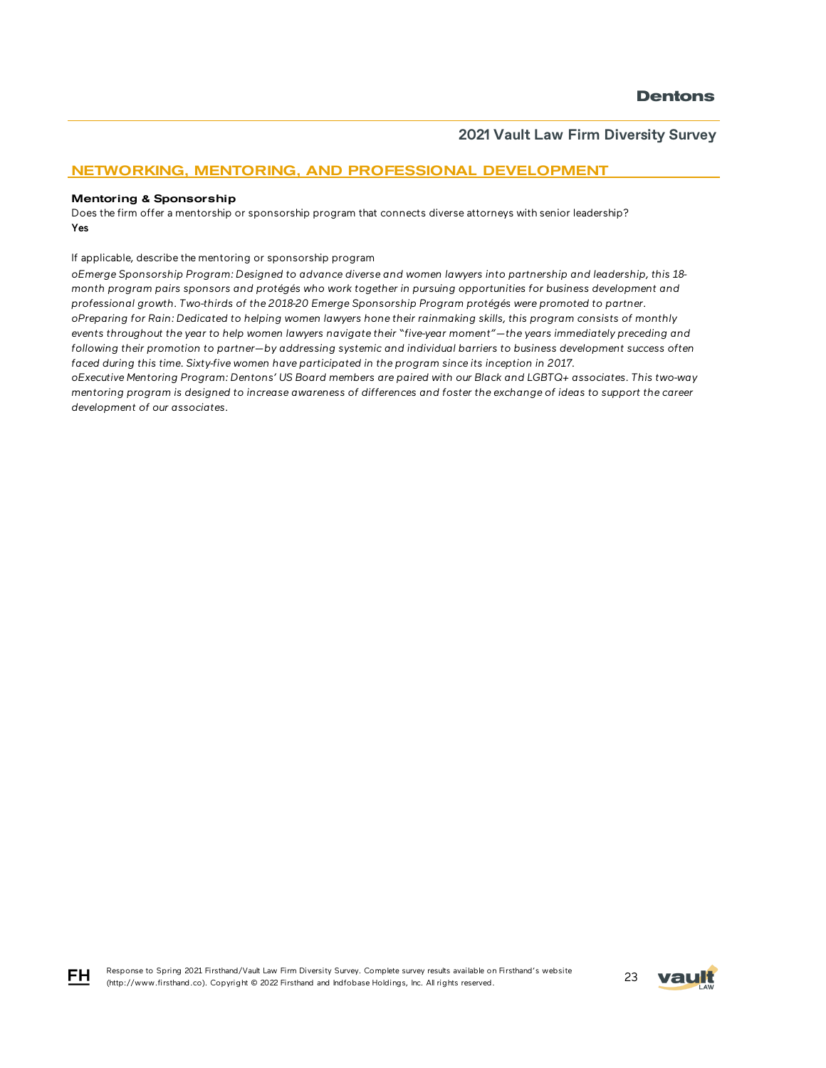## NETWORKING, MENTORING, AND PROFESSIONAL DEVELOPMENT

### Mentoring & Sponsorship

Does the firm offer a mentorship or sponsorship program that connects diverse attorneys with senior leadership?
**Yes**

If applicable, describe the mentoring or sponsorship program

*oEmerge Sponsorship Program: Designed to advance diverse and women lawyers into partnership and leadership, this 18-month program pairs sponsors and protégés who work together in pursuing opportunities for business development and professional growth. Two-thirds of the 2018-20 Emerge Sponsorship Program protégés were promoted to partner.*
*oPreparing for Rain: Dedicated to helping women lawyers hone their rainmaking skills, this program consists of monthly events throughout the year to help women lawyers navigate their "five-year moment"—the years immediately preceding and following their promotion to partner—by addressing systemic and individual barriers to business development success often faced during this time. Sixty-five women have participated in the program since its inception in 2017.*
*oExecutive Mentoring Program: Dentons' US Board members are paired with our Black and LGBTQ+ associates. This two-way mentoring program is designed to increase awareness of differences and foster the exchange of ideas to support the career development of our associates.*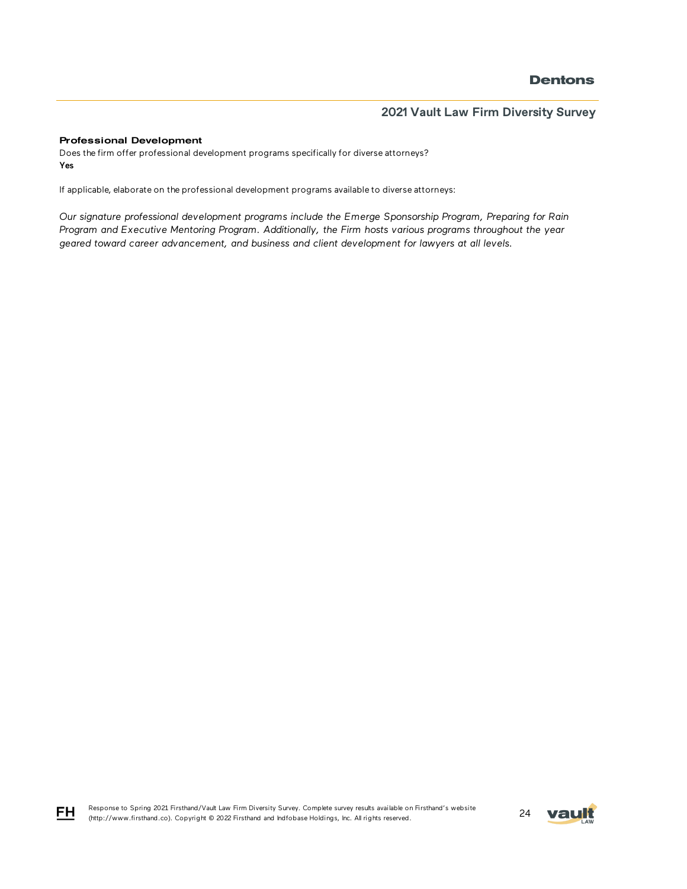### Professional Development

Does the firm offer professional development programs specifically for diverse attorneys?
**Yes**

If applicable, elaborate on the professional development programs available to diverse attorneys:

*Our signature professional development programs include the Emerge Sponsorship Program, Preparing for Rain Program and Executive Mentoring Program. Additionally, the Firm hosts various programs throughout the year geared toward career advancement, and business and client development for lawyers at all levels.*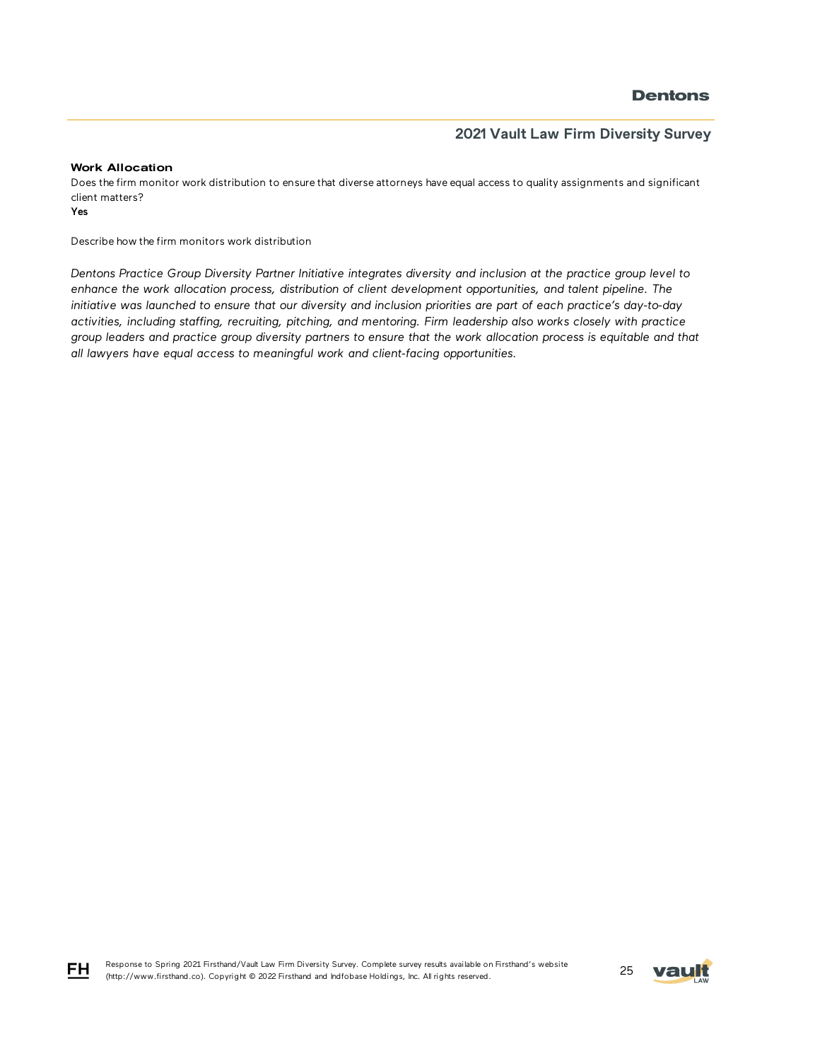### Work Allocation

Does the firm monitor work distribution to ensure that diverse attorneys have equal access to quality assignments and significant client matters?

**Yes**

Describe how the firm monitors work distribution

*Dentons Practice Group Diversity Partner Initiative integrates diversity and inclusion at the practice group level to enhance the work allocation process, distribution of client development opportunities, and talent pipeline. The initiative was launched to ensure that our diversity and inclusion priorities are part of each practice's day-to-day activities, including staffing, recruiting, pitching, and mentoring. Firm leadership also works closely with practice group leaders and practice group diversity partners to ensure that the work allocation process is equitable and that all lawyers have equal access to meaningful work and client-facing opportunities.*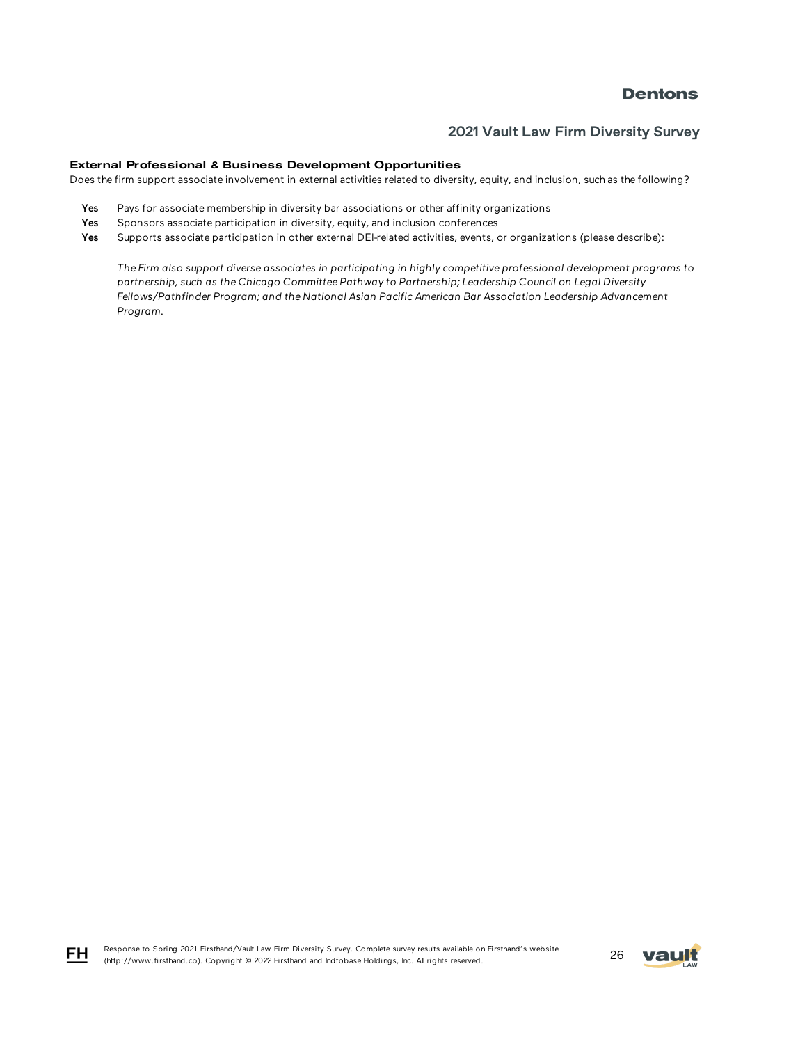### External Professional & Business Development Opportunities

Does the firm support associate involvement in external activities related to diversity, equity, and inclusion, such as the following?

**Yes** Pays for associate membership in diversity bar associations or other affinity organizations

**Yes** Sponsors associate participation in diversity, equity, and inclusion conferences

**Yes** Supports associate participation in other external DEI-related activities, events, or organizations (please describe):

*The Firm also support diverse associates in participating in highly competitive professional development programs to partnership, such as the Chicago Committee Pathway to Partnership; Leadership Council on Legal Diversity Fellows/Pathfinder Program; and the National Asian Pacific American Bar Association Leadership Advancement Program.*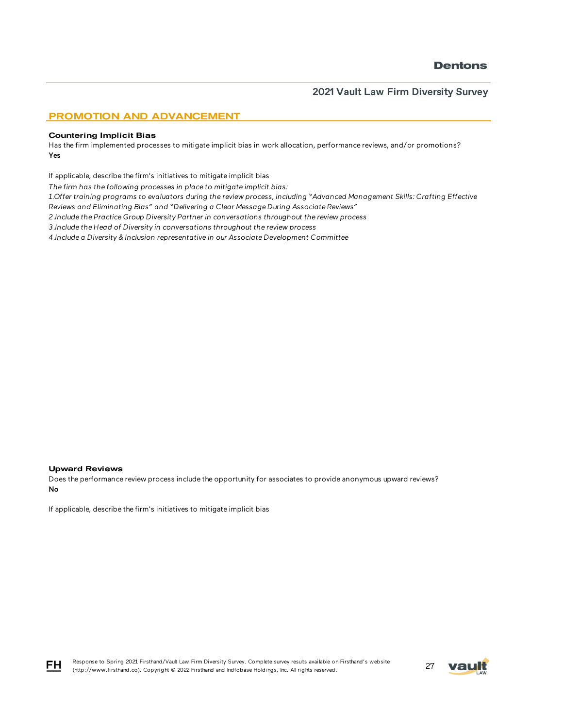## PROMOTION AND ADVANCEMENT

### Countering Implicit Bias

Has the firm implemented processes to mitigate implicit bias in work allocation, performance reviews, and/or promotions?

**Yes**

If applicable, describe the firm's initiatives to mitigate implicit bias

*The firm has the following processes in place to mitigate implicit bias:*

*1.Offer training programs to evaluators during the review process, including "Advanced Management Skills: Crafting Effective Reviews and Eliminating Bias" and "Delivering a Clear Message During Associate Reviews"*

*2.Include the Practice Group Diversity Partner in conversations throughout the review process*

*3.Include the Head of Diversity in conversations throughout the review process*

*4.Include a Diversity & Inclusion representative in our Associate Development Committee*

### Upward Reviews

Does the performance review process include the opportunity for associates to provide anonymous upward reviews?

**No**

If applicable, describe the firm's initiatives to mitigate implicit bias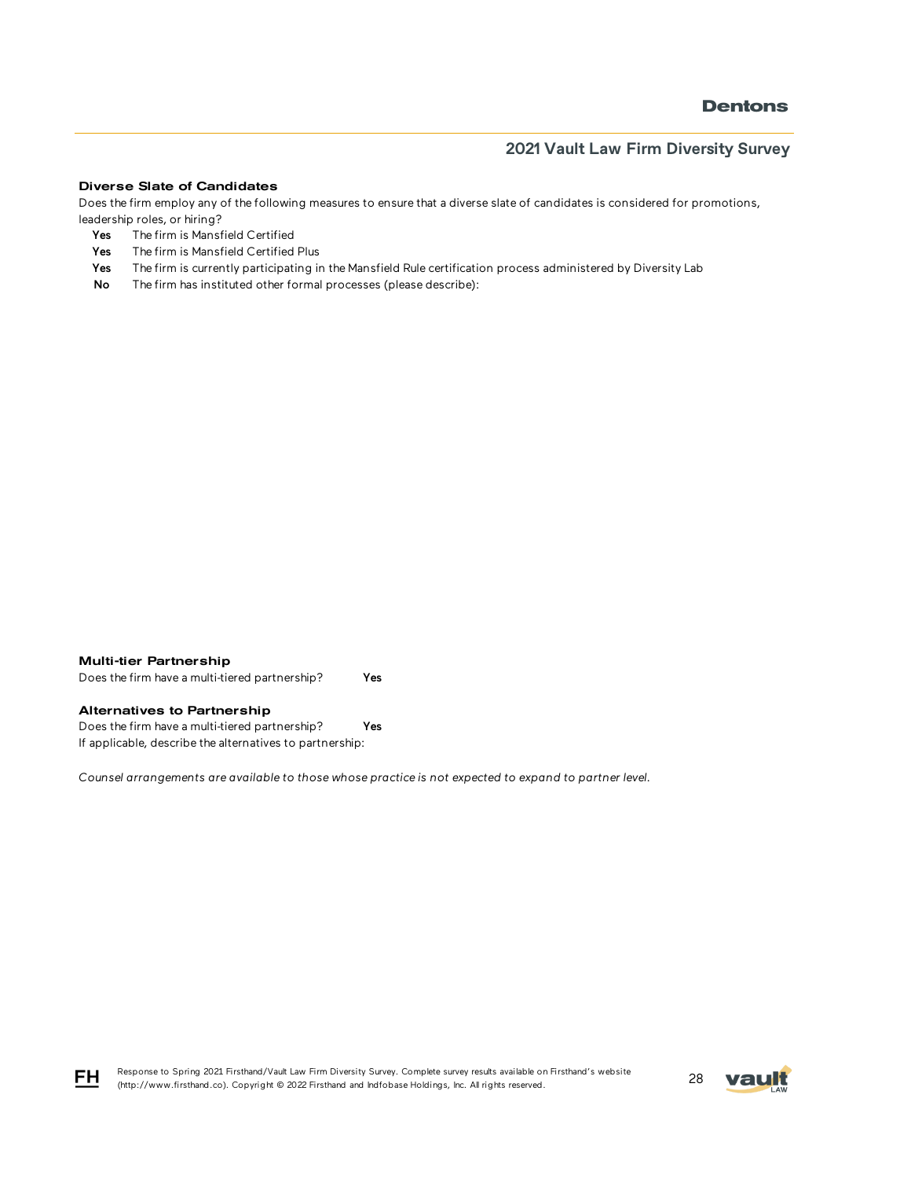### Diverse Slate of Candidates

Does the firm employ any of the following measures to ensure that a diverse slate of candidates is considered for promotions, leadership roles, or hiring?

**Yes** The firm is Mansfield Certified

**Yes** The firm is Mansfield Certified Plus

**Yes** The firm is currently participating in the Mansfield Rule certification process administered by Diversity Lab

**No** The firm has instituted other formal processes (please describe):

### Multi-tier Partnership

Does the firm have a multi-tiered partnership? **Yes**

### Alternatives to Partnership

Does the firm have a multi-tiered partnership? **Yes**

If applicable, describe the alternatives to partnership:

*Counsel arrangements are available to those whose practice is not expected to expand to partner level.*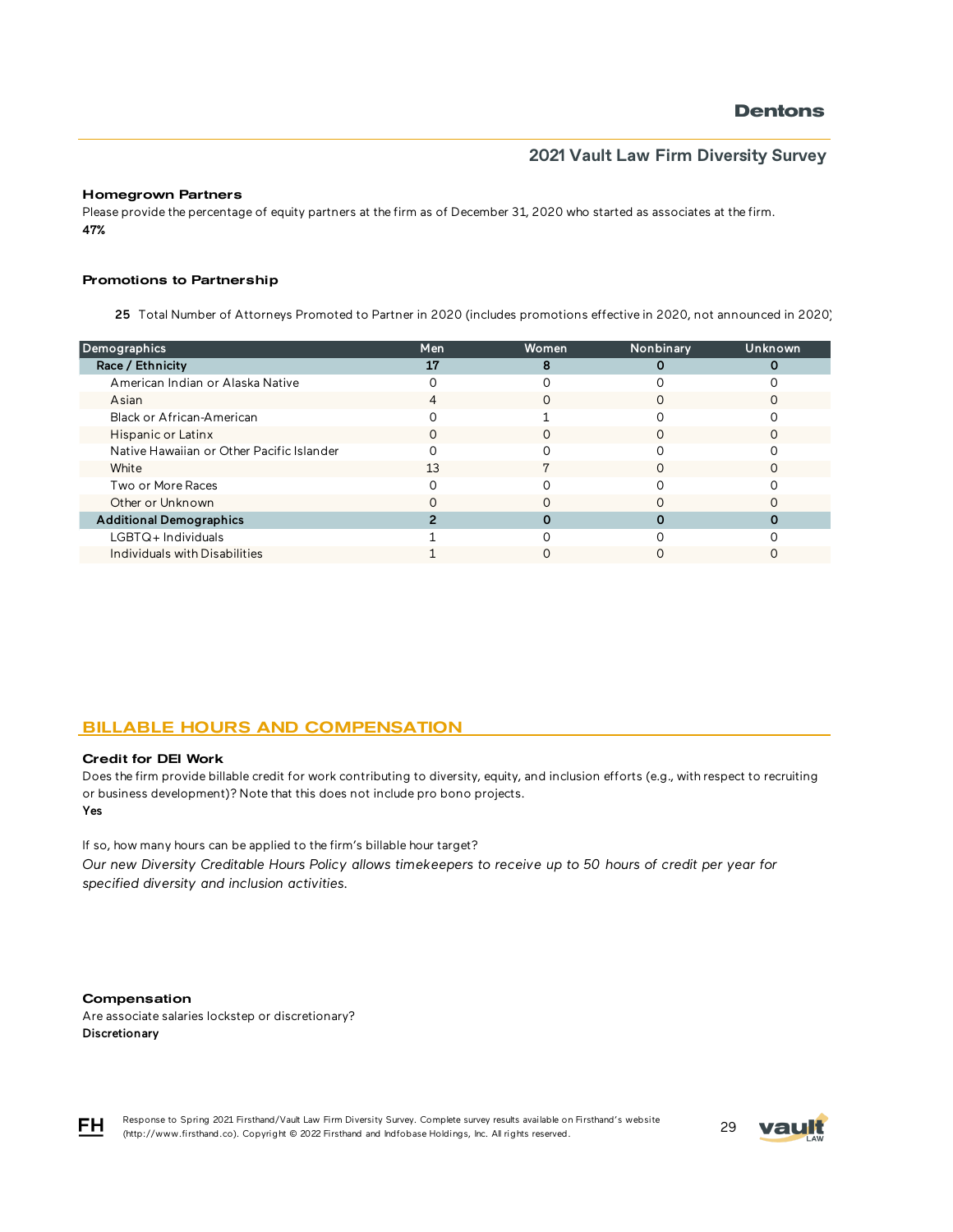### Homegrown Partners

Please provide the percentage of equity partners at the firm as of December 31, 2020 who started as associates at the firm.

**47%**

### Promotions to Partnership

**25** Total Number of Attorneys Promoted to Partner in 2020 (includes promotions effective in 2020, not announced in 2020)

| Demographics | Men | Women | Nonbinary | Unknown |
|---|---|---|---|---|
| **Race / Ethnicity** | **17** | **8** | **0** | **0** |
| American Indian or Alaska Native | 0 | 0 | 0 | 0 |
| Asian | 4 | 0 | 0 | 0 |
| Black or African-American | 0 | 1 | 0 | 0 |
| Hispanic or Latinx | 0 | 0 | 0 | 0 |
| Native Hawaiian or Other Pacific Islander | 0 | 0 | 0 | 0 |
| White | 13 | 7 | 0 | 0 |
| Two or More Races | 0 | 0 | 0 | 0 |
| Other or Unknown | 0 | 0 | 0 | 0 |
| **Additional Demographics** | **2** | **0** | **0** | **0** |
| LGBTQ+ Individuals | 1 | 0 | 0 | 0 |
| Individuals with Disabilities | 1 | 0 | 0 | 0 |

## BILLABLE HOURS AND COMPENSATION

### Credit for DEI Work

Does the firm provide billable credit for work contributing to diversity, equity, and inclusion efforts (e.g., with respect to recruiting or business development)? Note that this does not include pro bono projects.

**Yes**

If so, how many hours can be applied to the firm's billable hour target?

*Our new Diversity Creditable Hours Policy allows timekeepers to receive up to 50 hours of credit per year for specified diversity and inclusion activities.*

### Compensation

Are associate salaries lockstep or discretionary?

**Discretionary**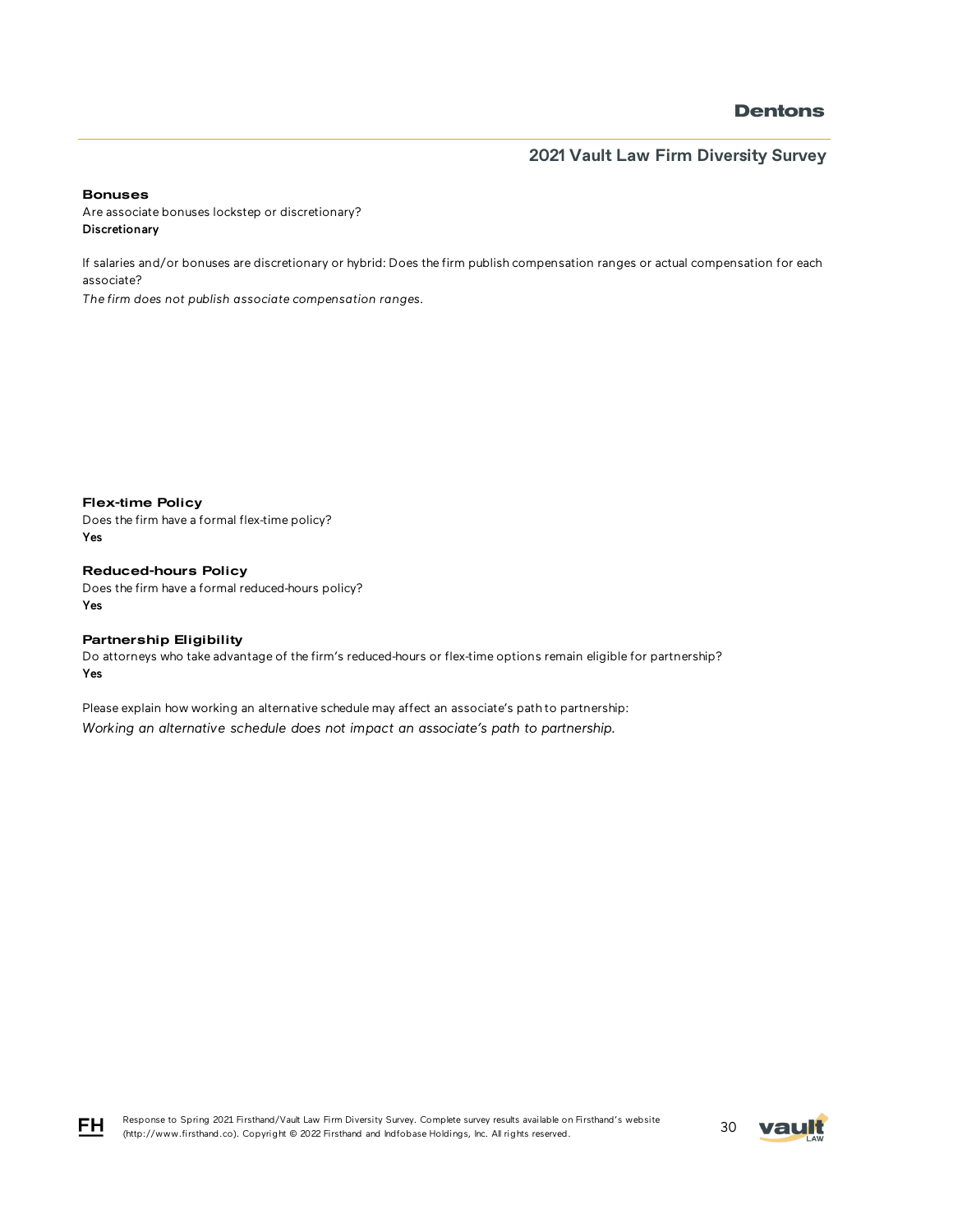### Bonuses

Are associate bonuses lockstep or discretionary?

**Discretionary**

If salaries and/or bonuses are discretionary or hybrid: Does the firm publish compensation ranges or actual compensation for each associate?

*The firm does not publish associate compensation ranges.*

### Flex-time Policy

Does the firm have a formal flex-time policy?

**Yes**

### Reduced-hours Policy

Does the firm have a formal reduced-hours policy?

**Yes**

### Partnership Eligibility

Do attorneys who take advantage of the firm's reduced-hours or flex-time options remain eligible for partnership?

**Yes**

Please explain how working an alternative schedule may affect an associate's path to partnership:

*Working an alternative schedule does not impact an associate's path to partnership.*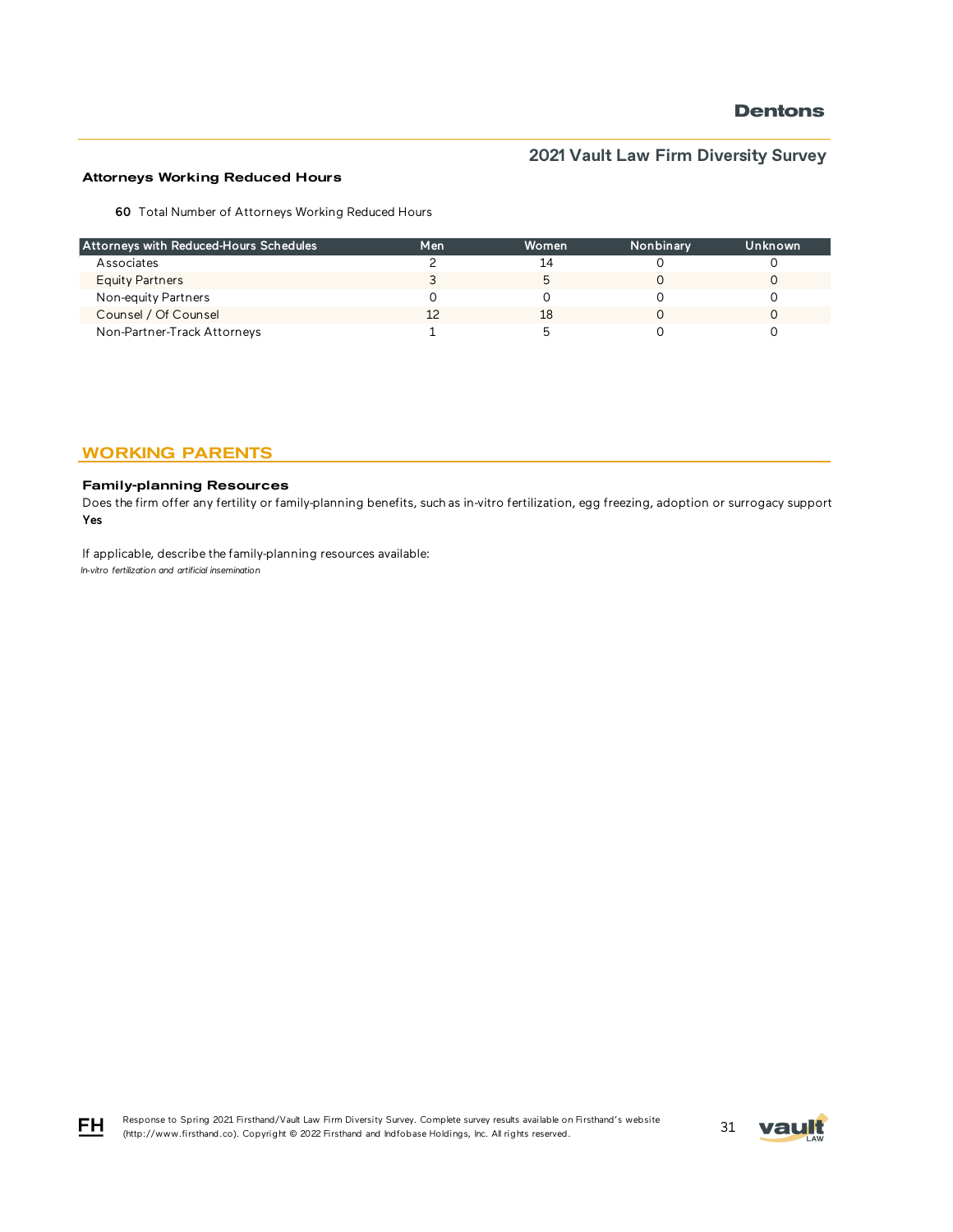### Attorneys Working Reduced Hours

**60** Total Number of Attorneys Working Reduced Hours

| Attorneys with Reduced-Hours Schedules | Men | Women | Nonbinary | Unknown |
|---|---|---|---|---|
| Associates | 2 | 14 | 0 | 0 |
| Equity Partners | 3 | 5 | 0 | 0 |
| Non-equity Partners | 0 | 0 | 0 | 0 |
| Counsel / Of Counsel | 12 | 18 | 0 | 0 |
| Non-Partner-Track Attorneys | 1 | 5 | 0 | 0 |

## WORKING PARENTS

### Family-planning Resources

Does the firm offer any fertility or family-planning benefits, such as in-vitro fertilization, egg freezing, adoption or surrogacy support

**Yes**

If applicable, describe the family-planning resources available:

*In-vitro fertilization and artificial insemination*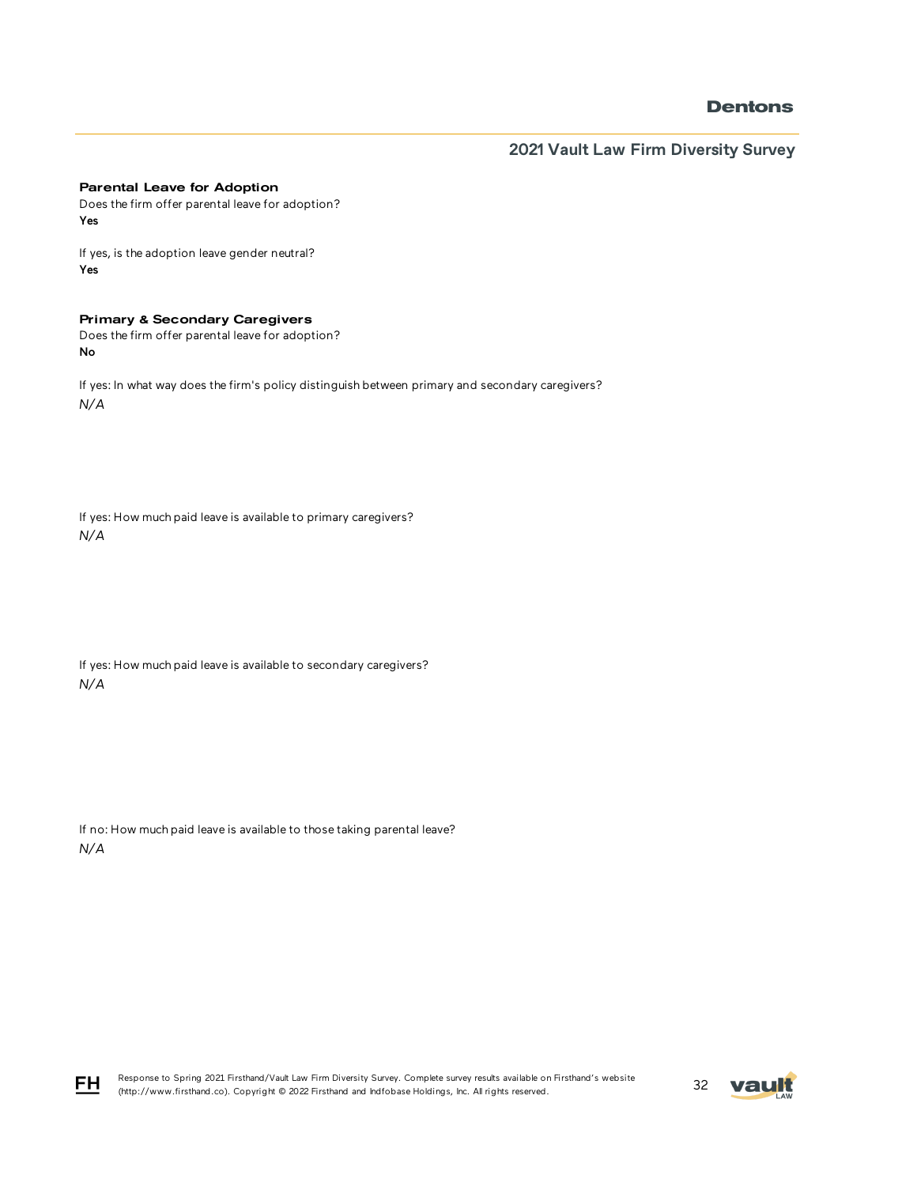### Parental Leave for Adoption

Does the firm offer parental leave for adoption?

**Yes**

If yes, is the adoption leave gender neutral?

**Yes**

### Primary & Secondary Caregivers

Does the firm offer parental leave for adoption?

**No**

If yes: In what way does the firm's policy distinguish between primary and secondary caregivers?

*N/A*

If yes: How much paid leave is available to primary caregivers?

*N/A*

If yes: How much paid leave is available to secondary caregivers?

*N/A*

If no: How much paid leave is available to those taking parental leave?

*N/A*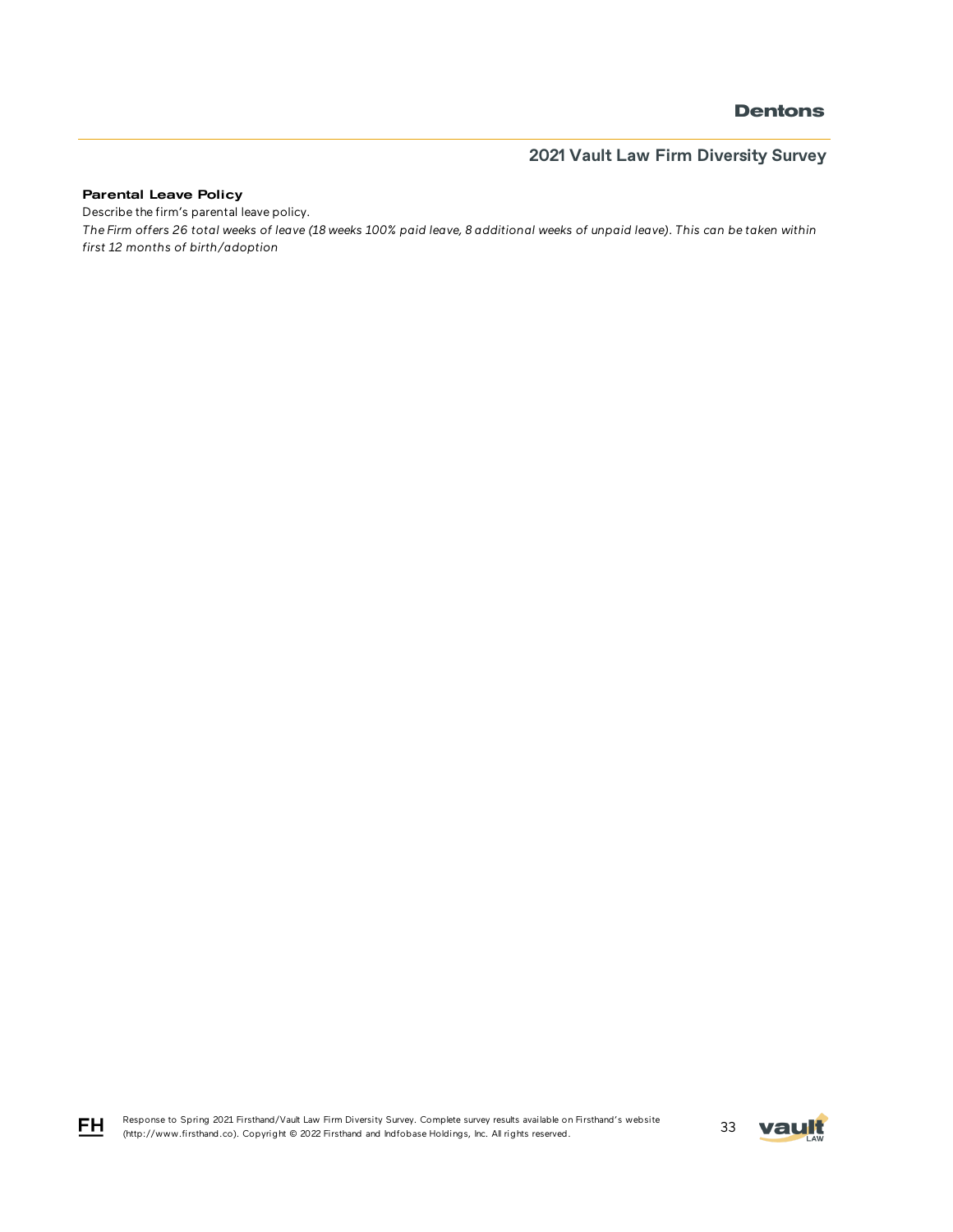**Parental Leave Policy**

Describe the firm's parental leave policy.

*The Firm offers 26 total weeks of leave (18 weeks 100% paid leave, 8 additional weeks of unpaid leave). This can be taken within first 12 months of birth/adoption*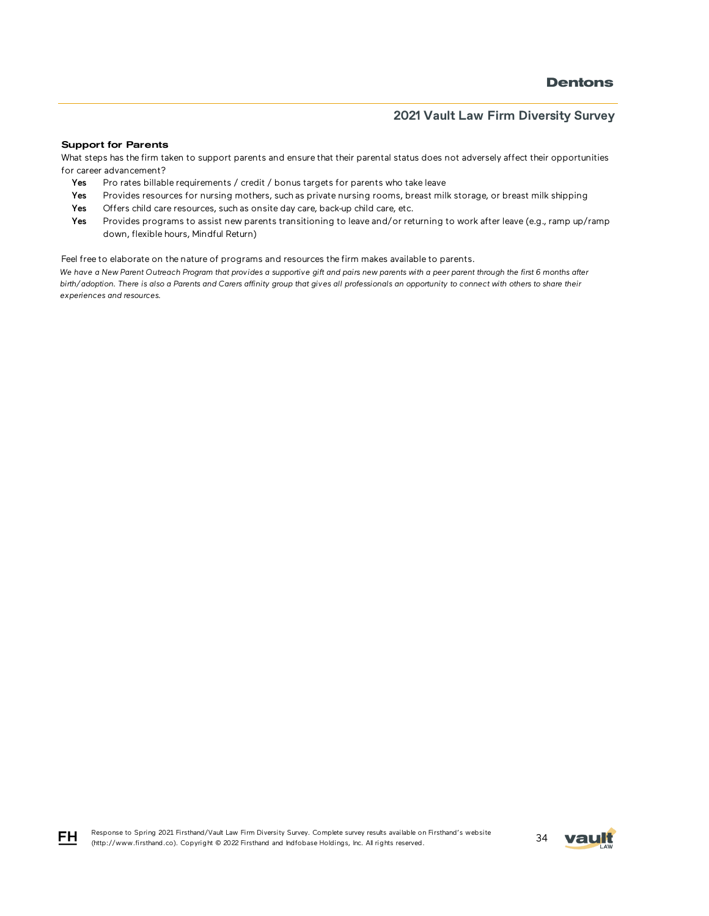### Support for Parents

What steps has the firm taken to support parents and ensure that their parental status does not adversely affect their opportunities for career advancement?

- **Yes** Pro rates billable requirements / credit / bonus targets for parents who take leave
- **Yes** Provides resources for nursing mothers, such as private nursing rooms, breast milk storage, or breast milk shipping
- **Yes** Offers child care resources, such as onsite day care, back-up child care, etc.
- **Yes** Provides programs to assist new parents transitioning to leave and/or returning to work after leave (e.g., ramp up/ramp down, flexible hours, Mindful Return)

Feel free to elaborate on the nature of programs and resources the firm makes available to parents.

*We have a New Parent Outreach Program that provides a supportive gift and pairs new parents with a peer parent through the first 6 months after birth/adoption. There is also a Parents and Carers affinity group that gives all professionals an opportunity to connect with others to share their experiences and resources.*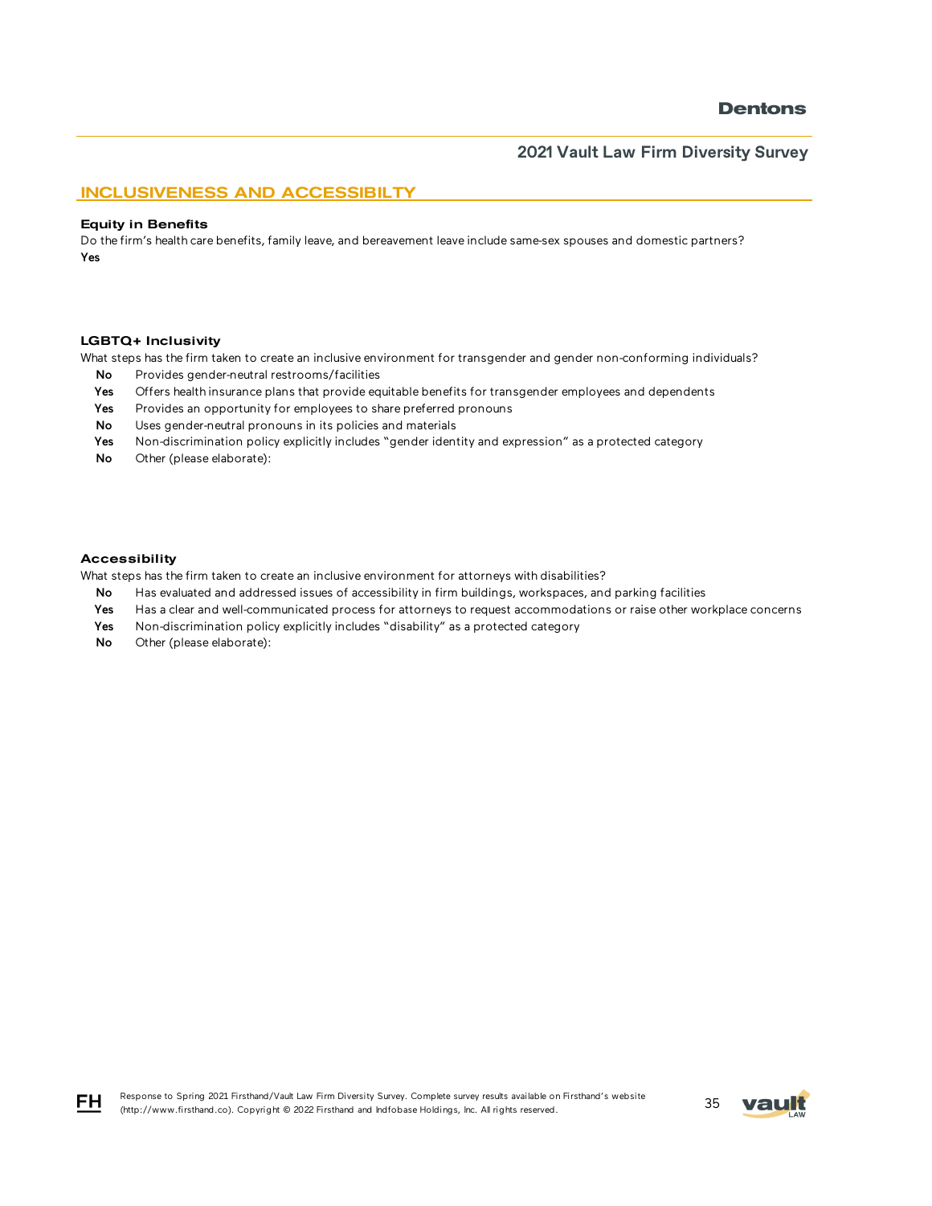## INCLUSIVENESS AND ACCESSIBILTY

### Equity in Benefits

Do the firm's health care benefits, family leave, and bereavement leave include same-sex spouses and domestic partners?

**Yes**

### LGBTQ+ Inclusivity

What steps has the firm taken to create an inclusive environment for transgender and gender non-conforming individuals?

| | |
|---|---|
| **No** | Provides gender-neutral restrooms/facilities |
| **Yes** | Offers health insurance plans that provide equitable benefits for transgender employees and dependents |
| **Yes** | Provides an opportunity for employees to share preferred pronouns |
| **No** | Uses gender-neutral pronouns in its policies and materials |
| **Yes** | Non-discrimination policy explicitly includes "gender identity and expression" as a protected category |
| **No** | Other (please elaborate): |

### Accessibility

What steps has the firm taken to create an inclusive environment for attorneys with disabilities?

| | |
|---|---|
| **No** | Has evaluated and addressed issues of accessibility in firm buildings, workspaces, and parking facilities |
| **Yes** | Has a clear and well-communicated process for attorneys to request accommodations or raise other workplace concerns |
| **Yes** | Non-discrimination policy explicitly includes "disability" as a protected category |
| **No** | Other (please elaborate): |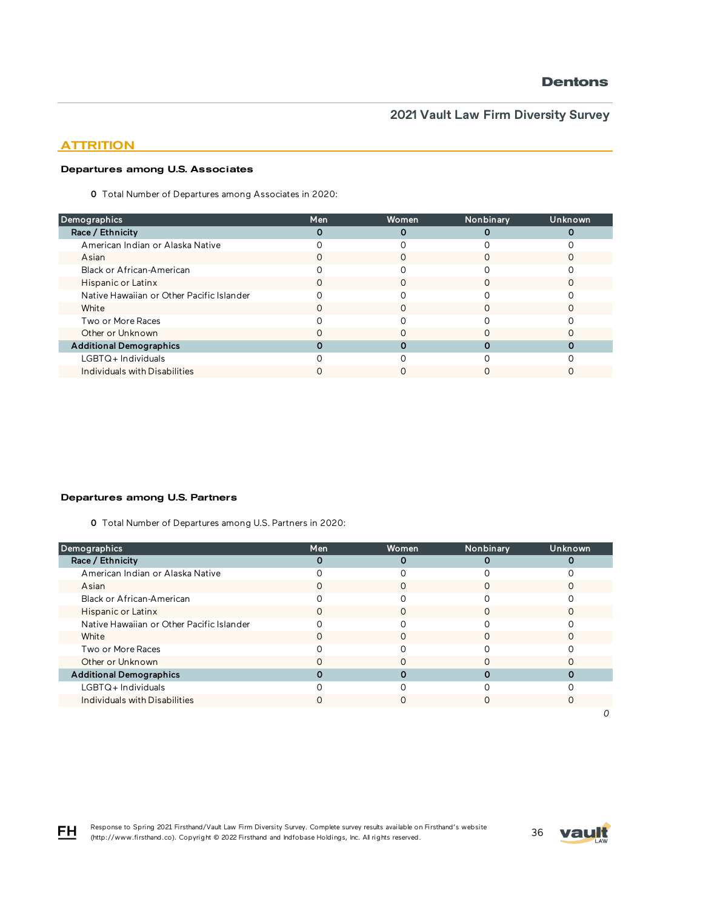## ATTRITION

### Departures among U.S. Associates

**0** Total Number of Departures among Associates in 2020:

| Demographics | Men | Women | Nonbinary | Unknown |
|---|---|---|---|---|
| **Race / Ethnicity** | **0** | **0** | **0** | **0** |
| American Indian or Alaska Native | 0 | 0 | 0 | 0 |
| Asian | 0 | 0 | 0 | 0 |
| Black or African-American | 0 | 0 | 0 | 0 |
| Hispanic or Latinx | 0 | 0 | 0 | 0 |
| Native Hawaiian or Other Pacific Islander | 0 | 0 | 0 | 0 |
| White | 0 | 0 | 0 | 0 |
| Two or More Races | 0 | 0 | 0 | 0 |
| Other or Unknown | 0 | 0 | 0 | 0 |
| **Additional Demographics** | **0** | **0** | **0** | **0** |
| LGBTQ+ Individuals | 0 | 0 | 0 | 0 |
| Individuals with Disabilities | 0 | 0 | 0 | 0 |

### Departures among U.S. Partners

**0** Total Number of Departures among U.S. Partners in 2020:

| Demographics | Men | Women | Nonbinary | Unknown |
|---|---|---|---|---|
| **Race / Ethnicity** | **0** | **0** | **0** | **0** |
| American Indian or Alaska Native | 0 | 0 | 0 | 0 |
| Asian | 0 | 0 | 0 | 0 |
| Black or African-American | 0 | 0 | 0 | 0 |
| Hispanic or Latinx | 0 | 0 | 0 | 0 |
| Native Hawaiian or Other Pacific Islander | 0 | 0 | 0 | 0 |
| White | 0 | 0 | 0 | 0 |
| Two or More Races | 0 | 0 | 0 | 0 |
| Other or Unknown | 0 | 0 | 0 | 0 |
| **Additional Demographics** | **0** | **0** | **0** | **0** |
| LGBTQ+ Individuals | 0 | 0 | 0 | 0 |
| Individuals with Disabilities | 0 | 0 | 0 | 0 |

*0*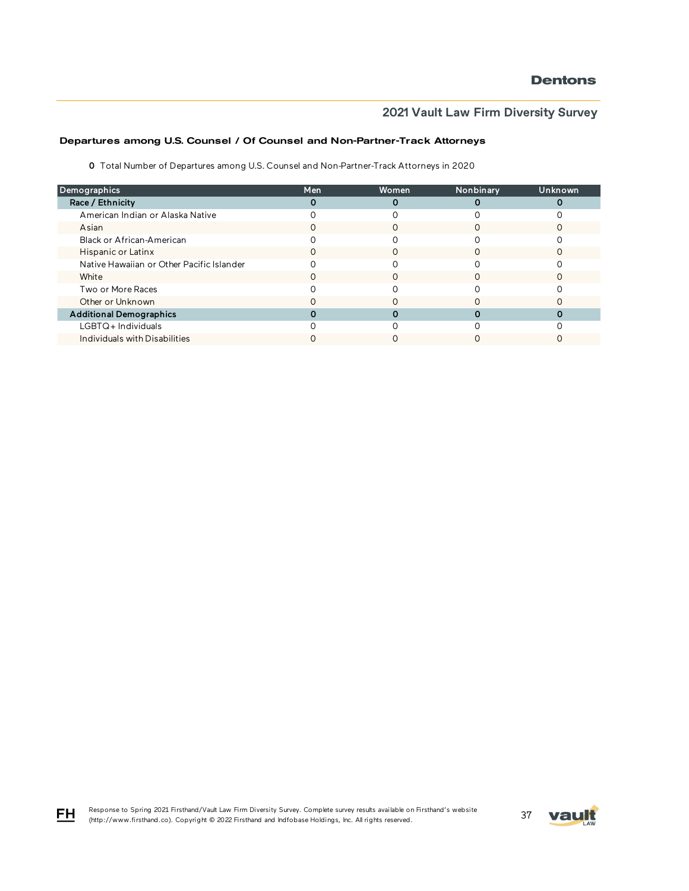## Departures among U.S. Counsel / Of Counsel and Non-Partner-Track Attorneys

**0** Total Number of Departures among U.S. Counsel and Non-Partner-Track Attorneys in 2020

| Demographics | Men | Women | Nonbinary | Unknown |
|---|---|---|---|---|
| **Race / Ethnicity** | **0** | **0** | **0** | **0** |
| American Indian or Alaska Native | 0 | 0 | 0 | 0 |
| Asian | 0 | 0 | 0 | 0 |
| Black or African-American | 0 | 0 | 0 | 0 |
| Hispanic or Latinx | 0 | 0 | 0 | 0 |
| Native Hawaiian or Other Pacific Islander | 0 | 0 | 0 | 0 |
| White | 0 | 0 | 0 | 0 |
| Two or More Races | 0 | 0 | 0 | 0 |
| Other or Unknown | 0 | 0 | 0 | 0 |
| **Additional Demographics** | **0** | **0** | **0** | **0** |
| LGBTQ+ Individuals | 0 | 0 | 0 | 0 |
| Individuals with Disabilities | 0 | 0 | 0 | 0 |

Response to Spring 2021 Firsthand/Vault Law Firm Diversity Survey. Complete survey results available on Firsthand's website (http://www.firsthand.co). Copyright © 2022 Firsthand and Infobase Holdings, Inc. All rights reserved.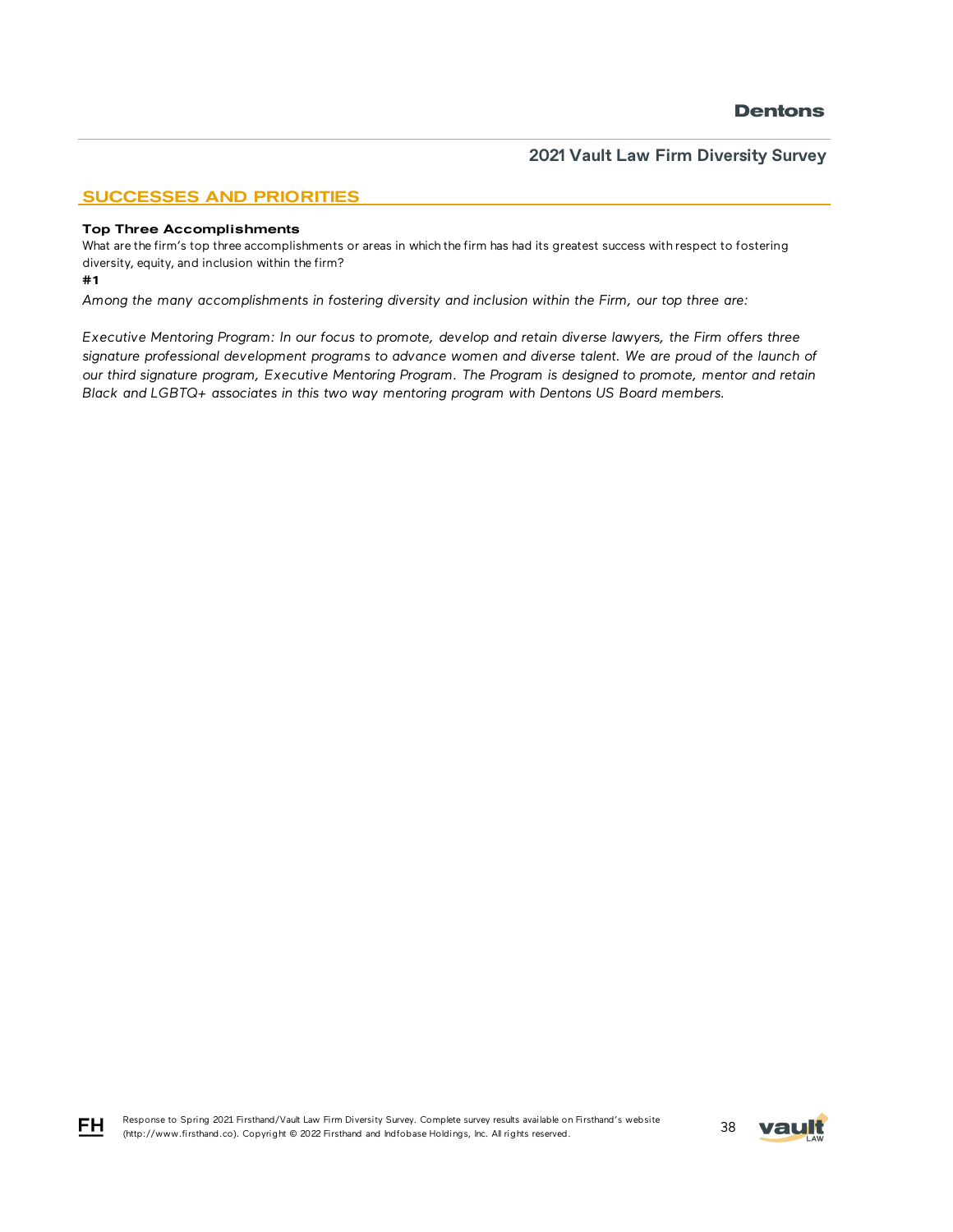## SUCCESSES AND PRIORITIES

**Top Three Accomplishments**

What are the firm's top three accomplishments or areas in which the firm has had its greatest success with respect to fostering diversity, equity, and inclusion within the firm?

**#1**

*Among the many accomplishments in fostering diversity and inclusion within the Firm, our top three are:*

*Executive Mentoring Program: In our focus to promote, develop and retain diverse lawyers, the Firm offers three signature professional development programs to advance women and diverse talent. We are proud of the launch of our third signature program, Executive Mentoring Program. The Program is designed to promote, mentor and retain Black and LGBTQ+ associates in this two way mentoring program with Dentons US Board members.*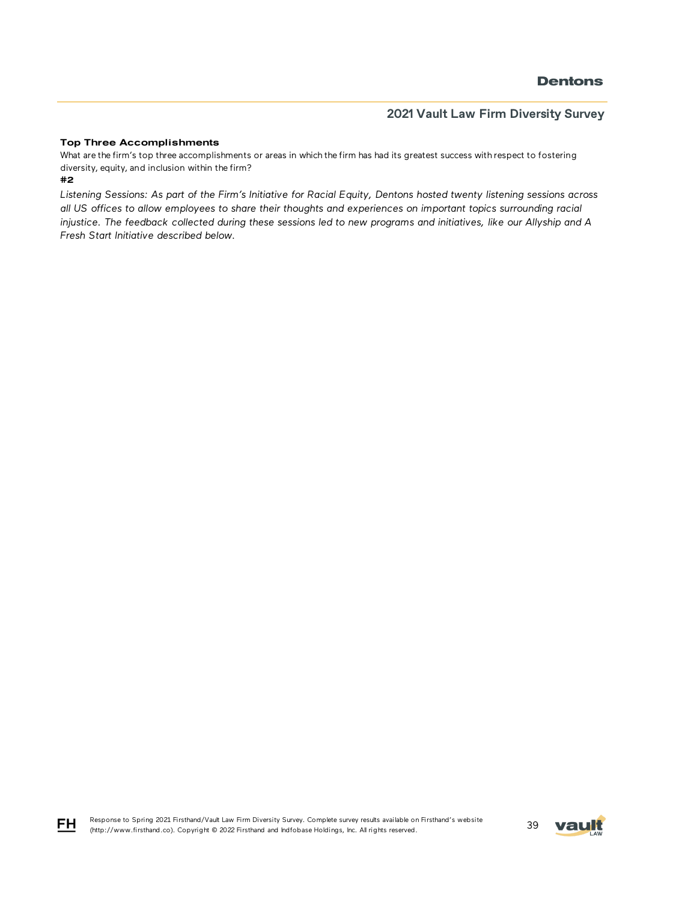**Top Three Accomplishments**

What are the firm's top three accomplishments or areas in which the firm has had its greatest success with respect to fostering diversity, equity, and inclusion within the firm?

**#2**

*Listening Sessions: As part of the Firm's Initiative for Racial Equity, Dentons hosted twenty listening sessions across all US offices to allow employees to share their thoughts and experiences on important topics surrounding racial injustice. The feedback collected during these sessions led to new programs and initiatives, like our Allyship and A Fresh Start Initiative described below.*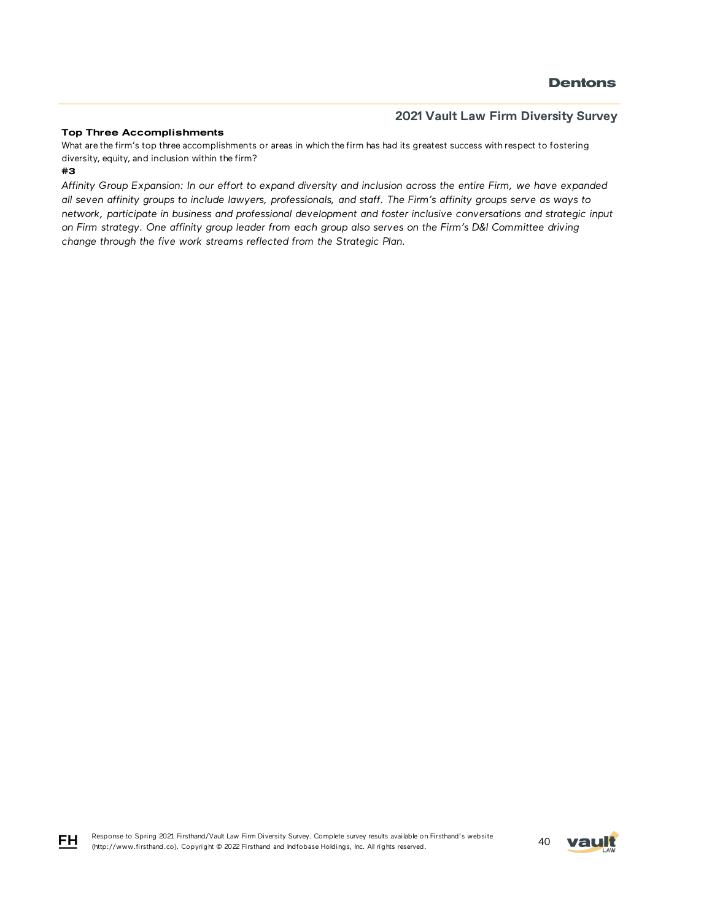### Top Three Accomplishments

What are the firm's top three accomplishments or areas in which the firm has had its greatest success with respect to fostering diversity, equity, and inclusion within the firm?

**#3**

*Affinity Group Expansion: In our effort to expand diversity and inclusion across the entire Firm, we have expanded all seven affinity groups to include lawyers, professionals, and staff. The Firm's affinity groups serve as ways to network, participate in business and professional development and foster inclusive conversations and strategic input on Firm strategy. One affinity group leader from each group also serves on the Firm's D&I Committee driving change through the five work streams reflected from the Strategic Plan.*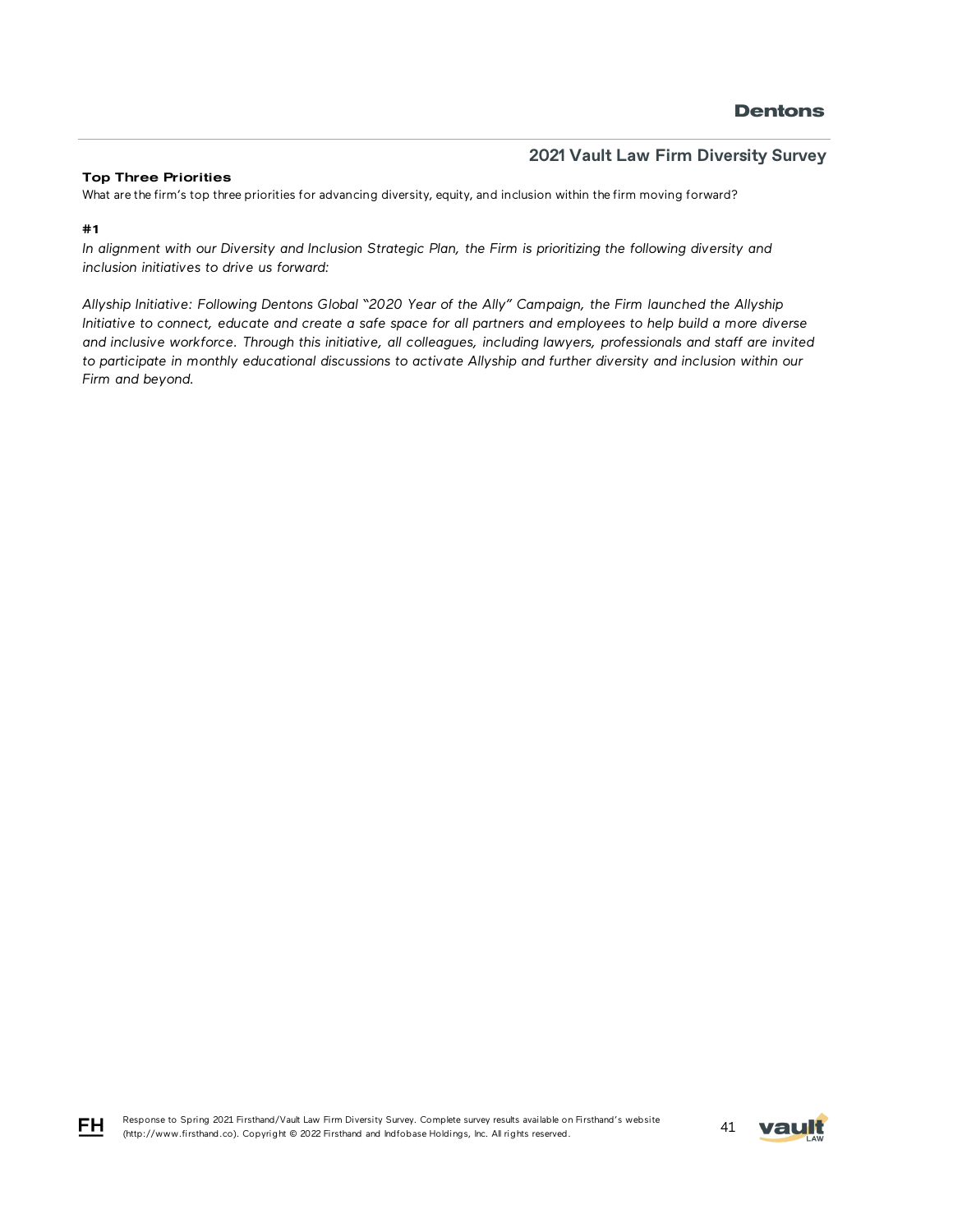**Top Three Priorities**

What are the firm's top three priorities for advancing diversity, equity, and inclusion within the firm moving forward?

**#1**

*In alignment with our Diversity and Inclusion Strategic Plan, the Firm is prioritizing the following diversity and inclusion initiatives to drive us forward:*

*Allyship Initiative: Following Dentons Global "2020 Year of the Ally" Campaign, the Firm launched the Allyship Initiative to connect, educate and create a safe space for all partners and employees to help build a more diverse and inclusive workforce. Through this initiative, all colleagues, including lawyers, professionals and staff are invited to participate in monthly educational discussions to activate Allyship and further diversity and inclusion within our Firm and beyond.*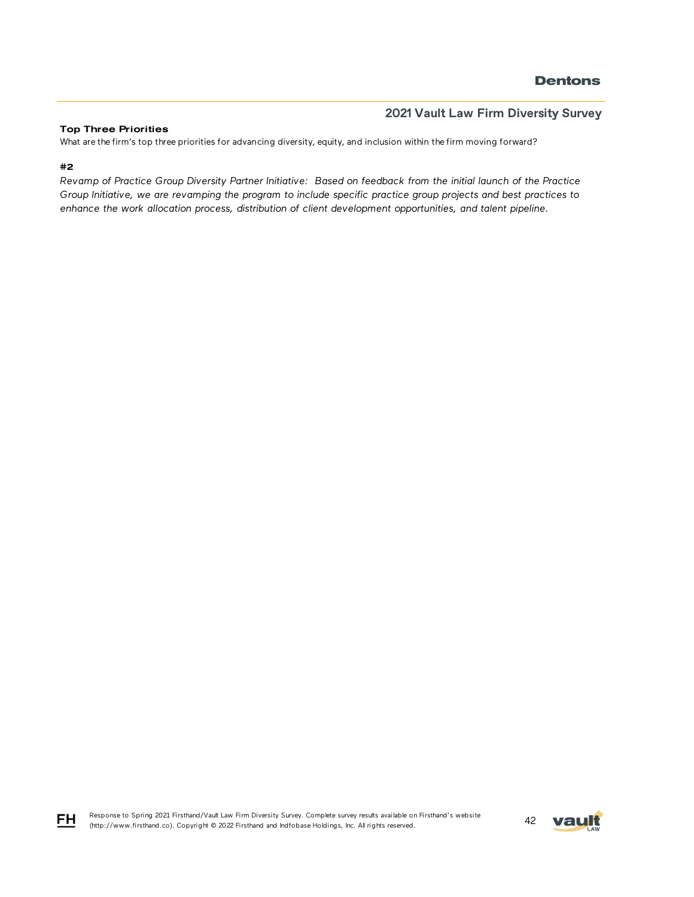### Top Three Priorities

What are the firm's top three priorities for advancing diversity, equity, and inclusion within the firm moving forward?

#### #2

*Revamp of Practice Group Diversity Partner Initiative: Based on feedback from the initial launch of the Practice Group Initiative, we are revamping the program to include specific practice group projects and best practices to enhance the work allocation process, distribution of client development opportunities, and talent pipeline.*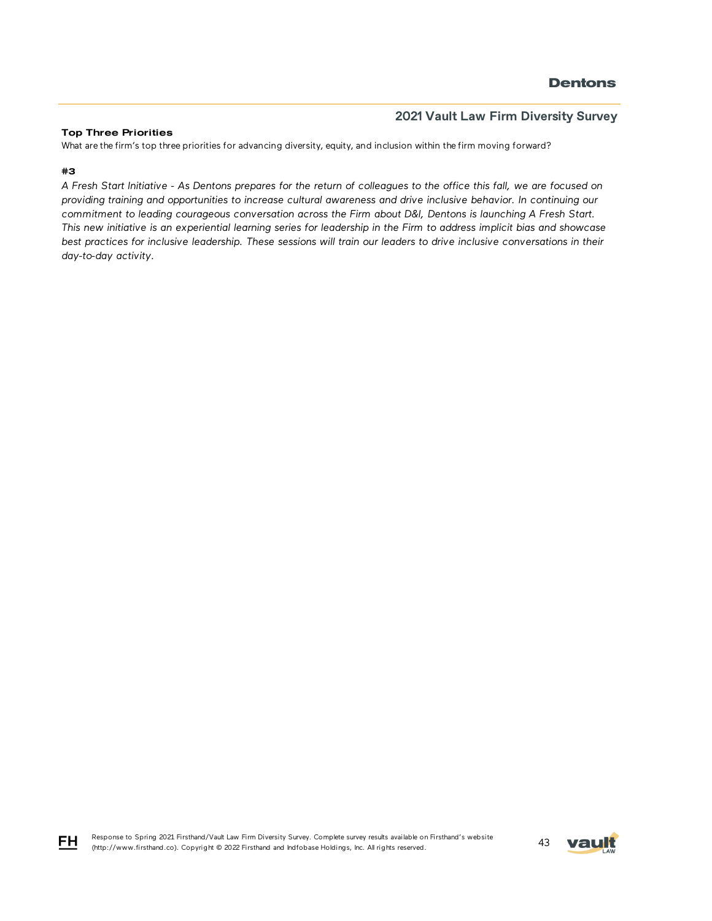**Top Three Priorities**

What are the firm's top three priorities for advancing diversity, equity, and inclusion within the firm moving forward?

**#3**

*A Fresh Start Initiative - As Dentons prepares for the return of colleagues to the office this fall, we are focused on providing training and opportunities to increase cultural awareness and drive inclusive behavior. In continuing our commitment to leading courageous conversation across the Firm about D&I, Dentons is launching A Fresh Start. This new initiative is an experiential learning series for leadership in the Firm to address implicit bias and showcase best practices for inclusive leadership. These sessions will train our leaders to drive inclusive conversations in their day-to-day activity.*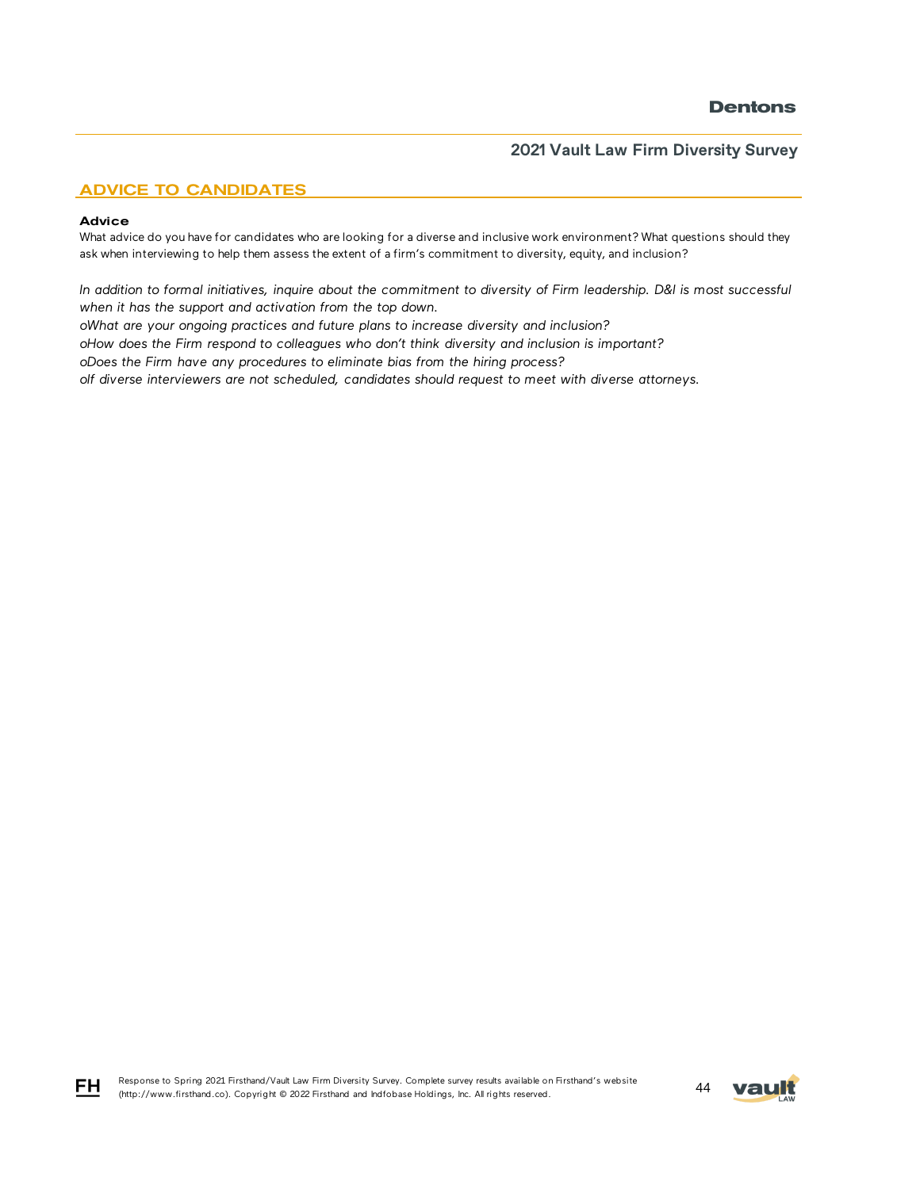## ADVICE TO CANDIDATES

**Advice**

What advice do you have for candidates who are looking for a diverse and inclusive work environment? What questions should they ask when interviewing to help them assess the extent of a firm's commitment to diversity, equity, and inclusion?

*In addition to formal initiatives, inquire about the commitment to diversity of Firm leadership. D&I is most successful when it has the support and activation from the top down.*

*oWhat are your ongoing practices and future plans to increase diversity and inclusion?*

*oHow does the Firm respond to colleagues who don't think diversity and inclusion is important?*

*oDoes the Firm have any procedures to eliminate bias from the hiring process?*

*oIf diverse interviewers are not scheduled, candidates should request to meet with diverse attorneys.*